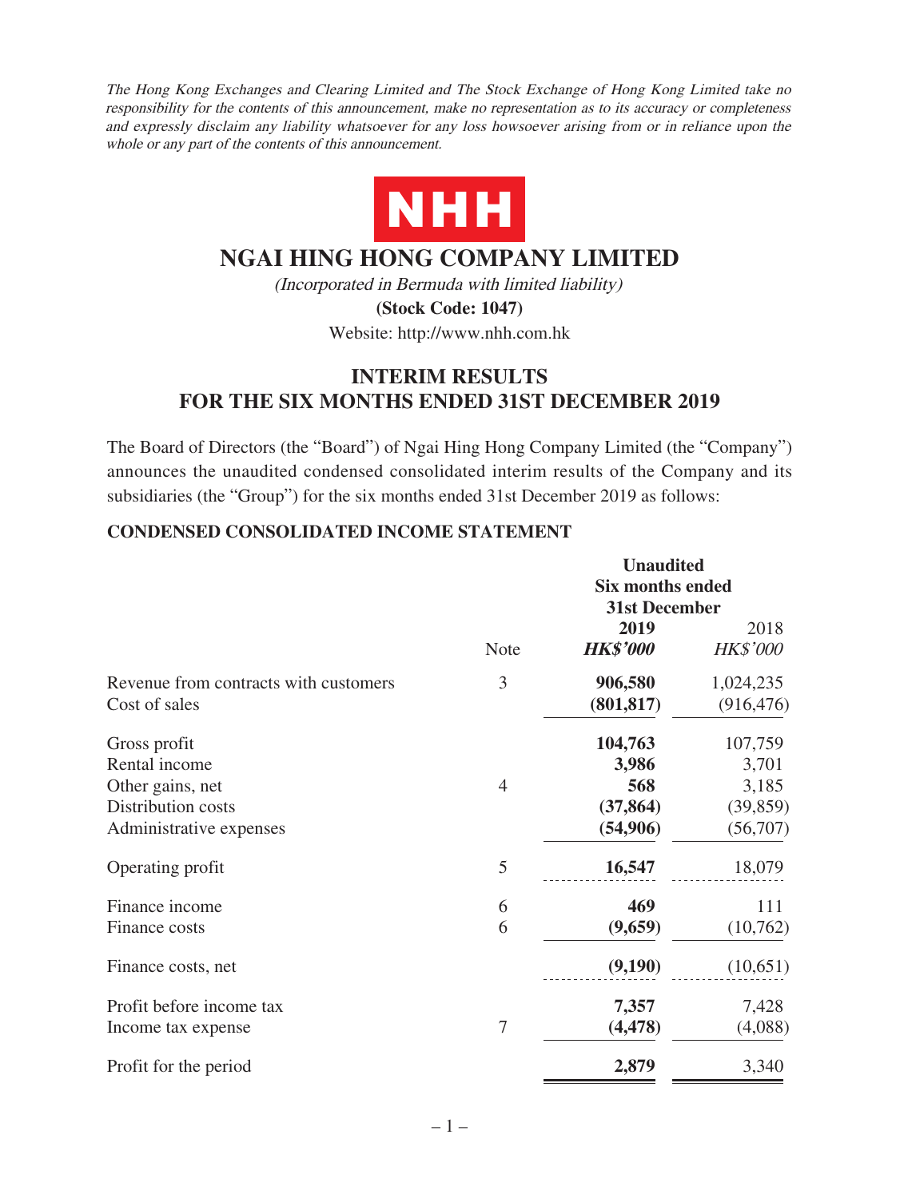*The Hong Kong Exchanges and Clearing Limited and The Stock Exchange of Hong Kong Limited take no responsibility for the contents of this announcement, make no representation as to its accuracy or completeness and expressly disclaim any liability whatsoever for any loss howsoever arising from or in reliance upon the whole or any part of the contents of this announcement.*

NHH

# NGAI HING HONG COMPANY LIMITED

*(Incorporated in Bermuda with limited liability)*

**(Stock Code: 1047)**

Website: http://www.nhh.com.hk

## INTERIM RESULTS FOR THE SIX MONTHS ENDED 31ST DECEMBER 2019

The Board of Directors (the "Board") of Ngai Hing Hong Company Limited (the "Company") announces the unaudited condensed consolidated interim results of the Company and its subsidiaries (the "Group") for the six months ended 31st December 2019 as follows:

### CONDENSED CONSOLIDATED INCOME STATEMENT

| | Note | **Unaudited Six months ended 31st December 2019** *HK$'000* | 2018 *HK$'000* |
|---|---|---|---|
| Revenue from contracts with customers | 3 | **906,580** | 1,024,235 |
| Cost of sales | | **(801,817)** | (916,476) |
| Gross profit | | **104,763** | 107,759 |
| Rental income | | **3,986** | 3,701 |
| Other gains, net | 4 | **568** | 3,185 |
| Distribution costs | | **(37,864)** | (39,859) |
| Administrative expenses | | **(54,906)** | (56,707) |
| Operating profit | 5 | **16,547** | 18,079 |
| Finance income | 6 | **469** | 111 |
| Finance costs | 6 | **(9,659)** | (10,762) |
| Finance costs, net | | **(9,190)** | (10,651) |
| Profit before income tax | | **7,357** | 7,428 |
| Income tax expense | 7 | **(4,478)** | (4,088) |
| Profit for the period | | **2,879** | 3,340 |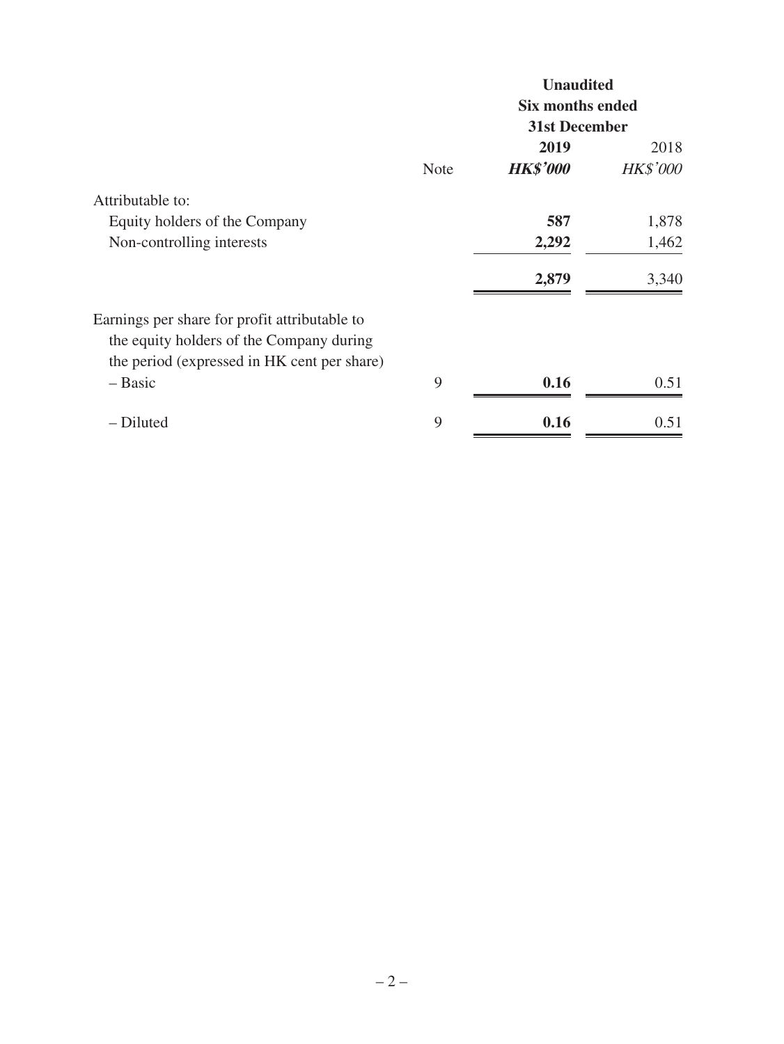| | Note | Unaudited Six months ended 31st December 2019 | 2018 |
|---|---|---|---|
| | | ***HK$'000*** | *HK$'000* |
| Attributable to: | | | |
| Equity holders of the Company | | **587** | 1,878 |
| Non-controlling interests | | **2,292** | 1,462 |
| | | **2,879** | 3,340 |
| Earnings per share for profit attributable to the equity holders of the Company during the period (expressed in HK cent per share) | | | |
| – Basic | 9 | **0.16** | 0.51 |
| – Diluted | 9 | **0.16** | 0.51 |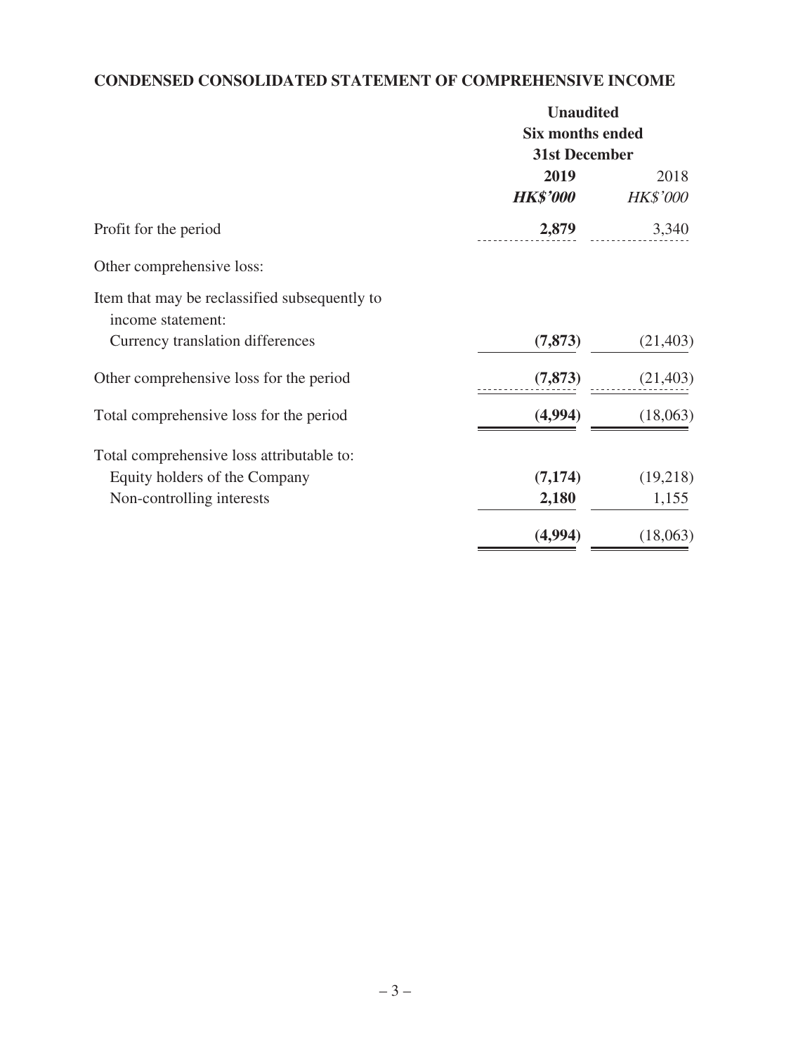## CONDENSED CONSOLIDATED STATEMENT OF COMPREHENSIVE INCOME

| | **Unaudited** | |
|---|---|---|
| | **Six months ended** | |
| | **31st December** | |
| | **2019** | 2018 |
| | ***HK$'000*** | *HK$'000* |
| Profit for the period | **2,879** | 3,340 |
| Other comprehensive loss: | | |
| Item that may be reclassified subsequently to income statement: | | |
| Currency translation differences | **(7,873)** | (21,403) |
| Other comprehensive loss for the period | **(7,873)** | (21,403) |
| Total comprehensive loss for the period | **(4,994)** | (18,063) |
| Total comprehensive loss attributable to: | | |
| Equity holders of the Company | **(7,174)** | (19,218) |
| Non-controlling interests | **2,180** | 1,155 |
| | **(4,994)** | (18,063) |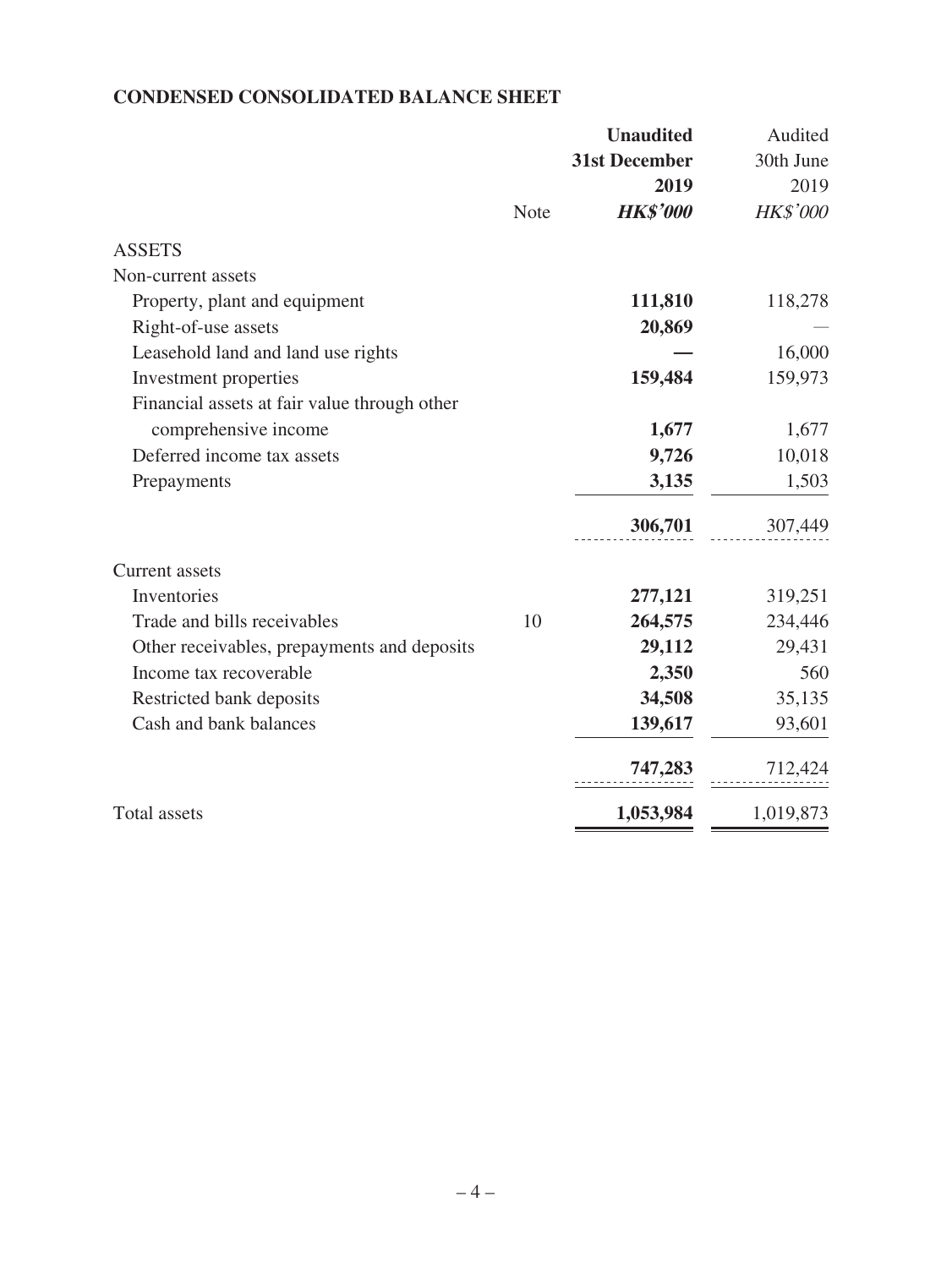## CONDENSED CONSOLIDATED BALANCE SHEET

| | Note | **Unaudited 31st December 2019** | Audited 30th June 2019 |
|---|---|---|---|
| | | ***HK$'000*** | *HK$'000* |
| ASSETS | | | |
| Non-current assets | | | |
| Property, plant and equipment | | **111,810** | 118,278 |
| Right-of-use assets | | **20,869** | — |
| Leasehold land and land use rights | | **—** | 16,000 |
| Investment properties | | **159,484** | 159,973 |
| Financial assets at fair value through other comprehensive income | | **1,677** | 1,677 |
| Deferred income tax assets | | **9,726** | 10,018 |
| Prepayments | | **3,135** | 1,503 |
| | | **306,701** | 307,449 |
| Current assets | | | |
| Inventories | | **277,121** | 319,251 |
| Trade and bills receivables | 10 | **264,575** | 234,446 |
| Other receivables, prepayments and deposits | | **29,112** | 29,431 |
| Income tax recoverable | | **2,350** | 560 |
| Restricted bank deposits | | **34,508** | 35,135 |
| Cash and bank balances | | **139,617** | 93,601 |
| | | **747,283** | 712,424 |
| Total assets | | **1,053,984** | 1,019,873 |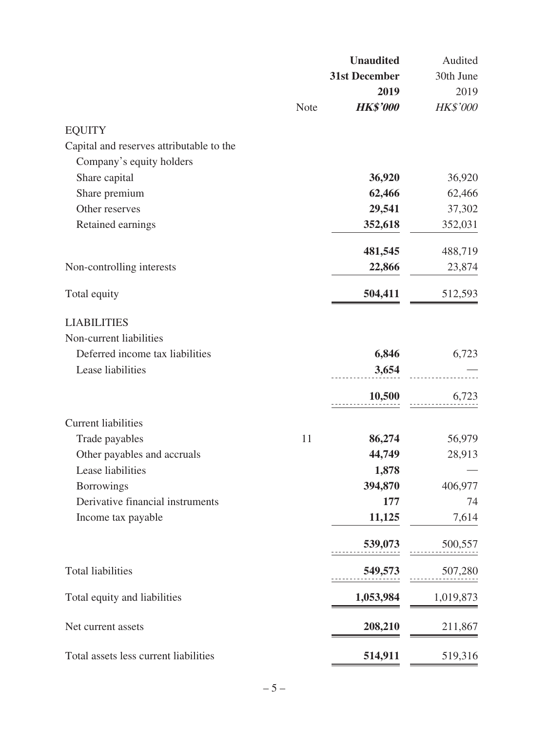| | Note | **Unaudited 31st December 2019 *HK$'000*** | Audited 30th June 2019 *HK$'000* |
|---|---|---|---|
| EQUITY | | | |
| Capital and reserves attributable to the Company's equity holders | | | |
| Share capital | | **36,920** | 36,920 |
| Share premium | | **62,466** | 62,466 |
| Other reserves | | **29,541** | 37,302 |
| Retained earnings | | **352,618** | 352,031 |
| | | **481,545** | 488,719 |
| Non-controlling interests | | **22,866** | 23,874 |
| Total equity | | **504,411** | 512,593 |
| LIABILITIES | | | |
| Non-current liabilities | | | |
| Deferred income tax liabilities | | **6,846** | 6,723 |
| Lease liabilities | | **3,654** | — |
| | | **10,500** | 6,723 |
| Current liabilities | | | |
| Trade payables | 11 | **86,274** | 56,979 |
| Other payables and accruals | | **44,749** | 28,913 |
| Lease liabilities | | **1,878** | — |
| Borrowings | | **394,870** | 406,977 |
| Derivative financial instruments | | **177** | 74 |
| Income tax payable | | **11,125** | 7,614 |
| | | **539,073** | 500,557 |
| Total liabilities | | **549,573** | 507,280 |
| Total equity and liabilities | | **1,053,984** | 1,019,873 |
| Net current assets | | **208,210** | 211,867 |
| Total assets less current liabilities | | **514,911** | 519,316 |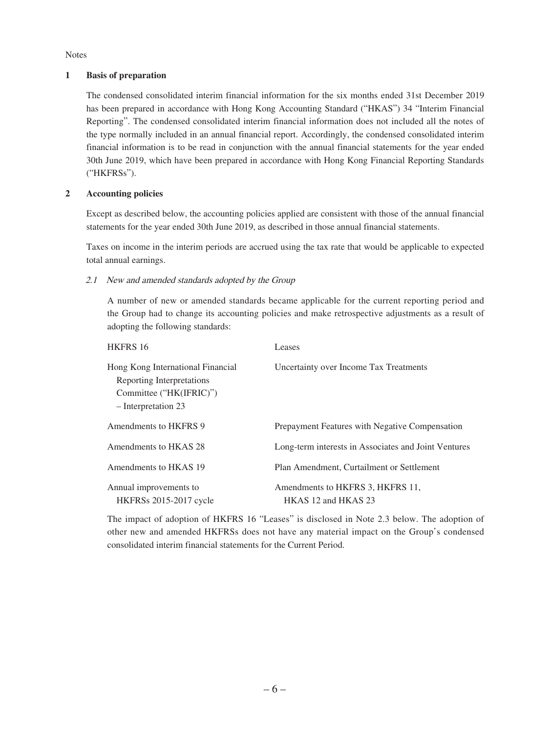Notes

## 1 Basis of preparation

The condensed consolidated interim financial information for the six months ended 31st December 2019 has been prepared in accordance with Hong Kong Accounting Standard ("HKAS") 34 "Interim Financial Reporting". The condensed consolidated interim financial information does not included all the notes of the type normally included in an annual financial report. Accordingly, the condensed consolidated interim financial information is to be read in conjunction with the annual financial statements for the year ended 30th June 2019, which have been prepared in accordance with Hong Kong Financial Reporting Standards ("HKFRSs").

## 2 Accounting policies

Except as described below, the accounting policies applied are consistent with those of the annual financial statements for the year ended 30th June 2019, as described in those annual financial statements.

Taxes on income in the interim periods are accrued using the tax rate that would be applicable to expected total annual earnings.

### *2.1 New and amended standards adopted by the Group*

A number of new or amended standards became applicable for the current reporting period and the Group had to change its accounting policies and make retrospective adjustments as a result of adopting the following standards:

| | |
|---|---|
| HKFRS 16 | Leases |
| Hong Kong International Financial Reporting Interpretations Committee ("HK(IFRIC)") – Interpretation 23 | Uncertainty over Income Tax Treatments |
| Amendments to HKFRS 9 | Prepayment Features with Negative Compensation |
| Amendments to HKAS 28 | Long-term interests in Associates and Joint Ventures |
| Amendments to HKAS 19 | Plan Amendment, Curtailment or Settlement |
| Annual improvements to HKFRSs 2015-2017 cycle | Amendments to HKFRS 3, HKFRS 11, HKAS 12 and HKAS 23 |

The impact of adoption of HKFRS 16 "Leases" is disclosed in Note 2.3 below. The adoption of other new and amended HKFRSs does not have any material impact on the Group's condensed consolidated interim financial statements for the Current Period.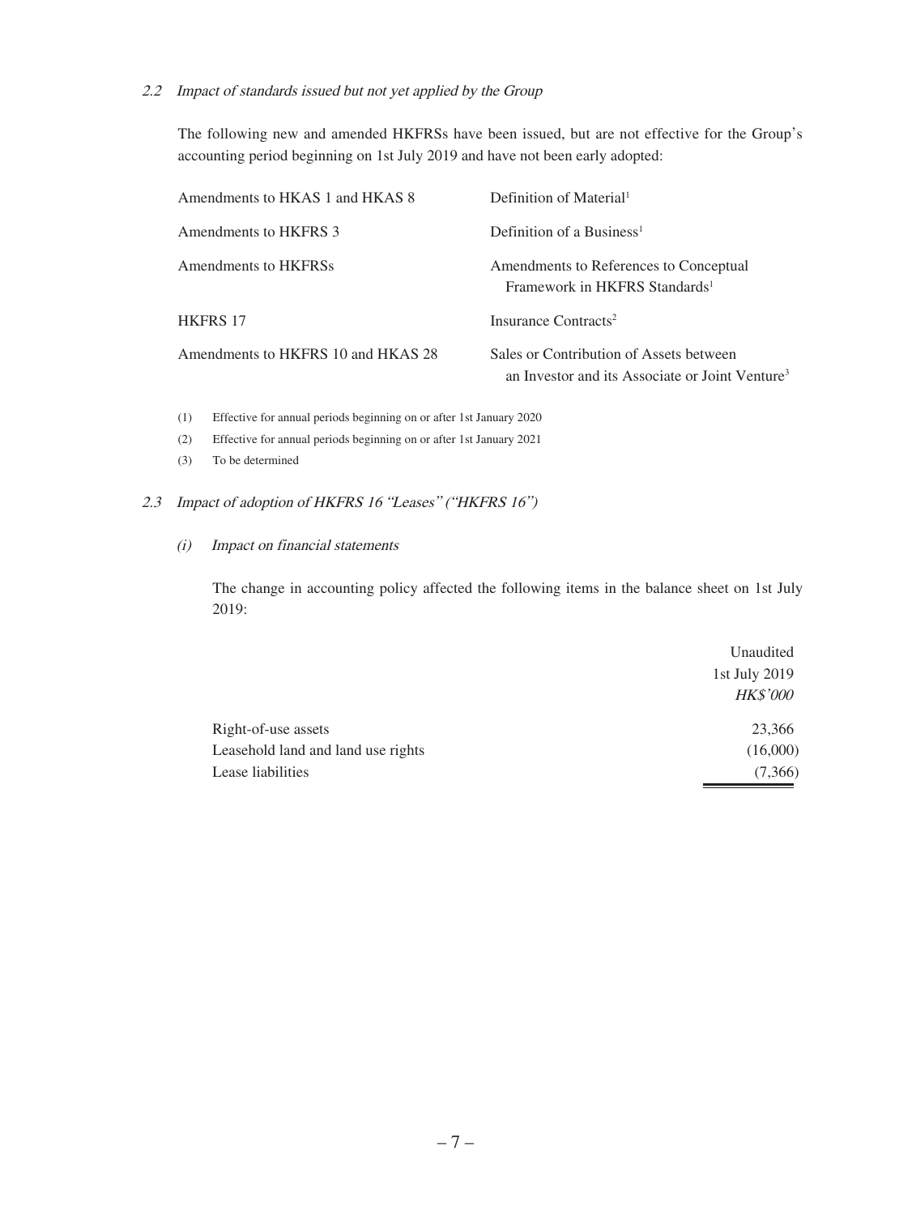### 2.2 *Impact of standards issued but not yet applied by the Group*

The following new and amended HKFRSs have been issued, but are not effective for the Group's accounting period beginning on 1st July 2019 and have not been early adopted:

| | |
|---|---|
| Amendments to HKAS 1 and HKAS 8 | Definition of Material[1] |
| Amendments to HKFRS 3 | Definition of a Business[1] |
| Amendments to HKFRSs | Amendments to References to Conceptual Framework in HKFRS Standards[1] |
| HKFRS 17 | Insurance Contracts[2] |
| Amendments to HKFRS 10 and HKAS 28 | Sales or Contribution of Assets between an Investor and its Associate or Joint Venture[3] |

(1) Effective for annual periods beginning on or after 1st January 2020

(2) Effective for annual periods beginning on or after 1st January 2021

(3) To be determined

### 2.3 *Impact of adoption of HKFRS 16 "Leases" ("HKFRS 16")*

#### (i) *Impact on financial statements*

The change in accounting policy affected the following items in the balance sheet on 1st July 2019:

| | Unaudited<br>1st July 2019<br>*HK$'000* |
|---|---|
| Right-of-use assets | 23,366 |
| Leasehold land and land use rights | (16,000) |
| Lease liabilities | (7,366) |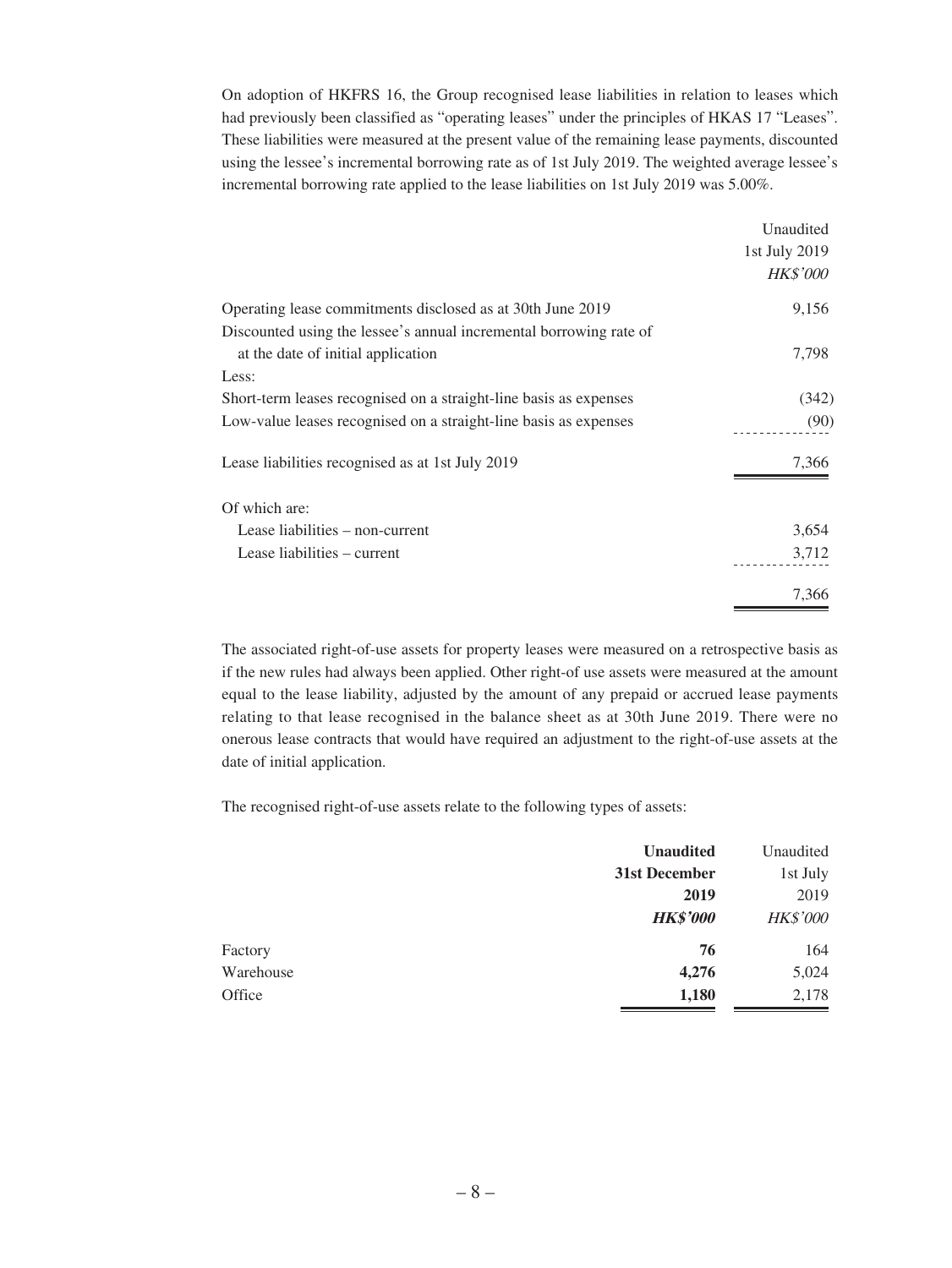On adoption of HKFRS 16, the Group recognised lease liabilities in relation to leases which had previously been classified as "operating leases" under the principles of HKAS 17 "Leases". These liabilities were measured at the present value of the remaining lease payments, discounted using the lessee's incremental borrowing rate as of 1st July 2019. The weighted average lessee's incremental borrowing rate applied to the lease liabilities on 1st July 2019 was 5.00%.

| | Unaudited<br>1st July 2019<br>*HK$'000* |
|---|---|
| Operating lease commitments disclosed as at 30th June 2019 | 9,156 |
| Discounted using the lessee's annual incremental borrowing rate of at the date of initial application | 7,798 |
| Less: | |
| Short-term leases recognised on a straight-line basis as expenses | (342) |
| Low-value leases recognised on a straight-line basis as expenses | (90) |
| Lease liabilities recognised as at 1st July 2019 | 7,366 |
| Of which are: | |
| Lease liabilities – non-current | 3,654 |
| Lease liabilities – current | 3,712 |
| | 7,366 |

The associated right-of-use assets for property leases were measured on a retrospective basis as if the new rules had always been applied. Other right-of use assets were measured at the amount equal to the lease liability, adjusted by the amount of any prepaid or accrued lease payments relating to that lease recognised in the balance sheet as at 30th June 2019. There were no onerous lease contracts that would have required an adjustment to the right-of-use assets at the date of initial application.

The recognised right-of-use assets relate to the following types of assets:

| | **Unaudited**<br>**31st December**<br>**2019**<br>***HK$'000*** | Unaudited<br>1st July<br>2019<br>*HK$'000* |
|---|---|---|
| Factory | **76** | 164 |
| Warehouse | **4,276** | 5,024 |
| Office | **1,180** | 2,178 |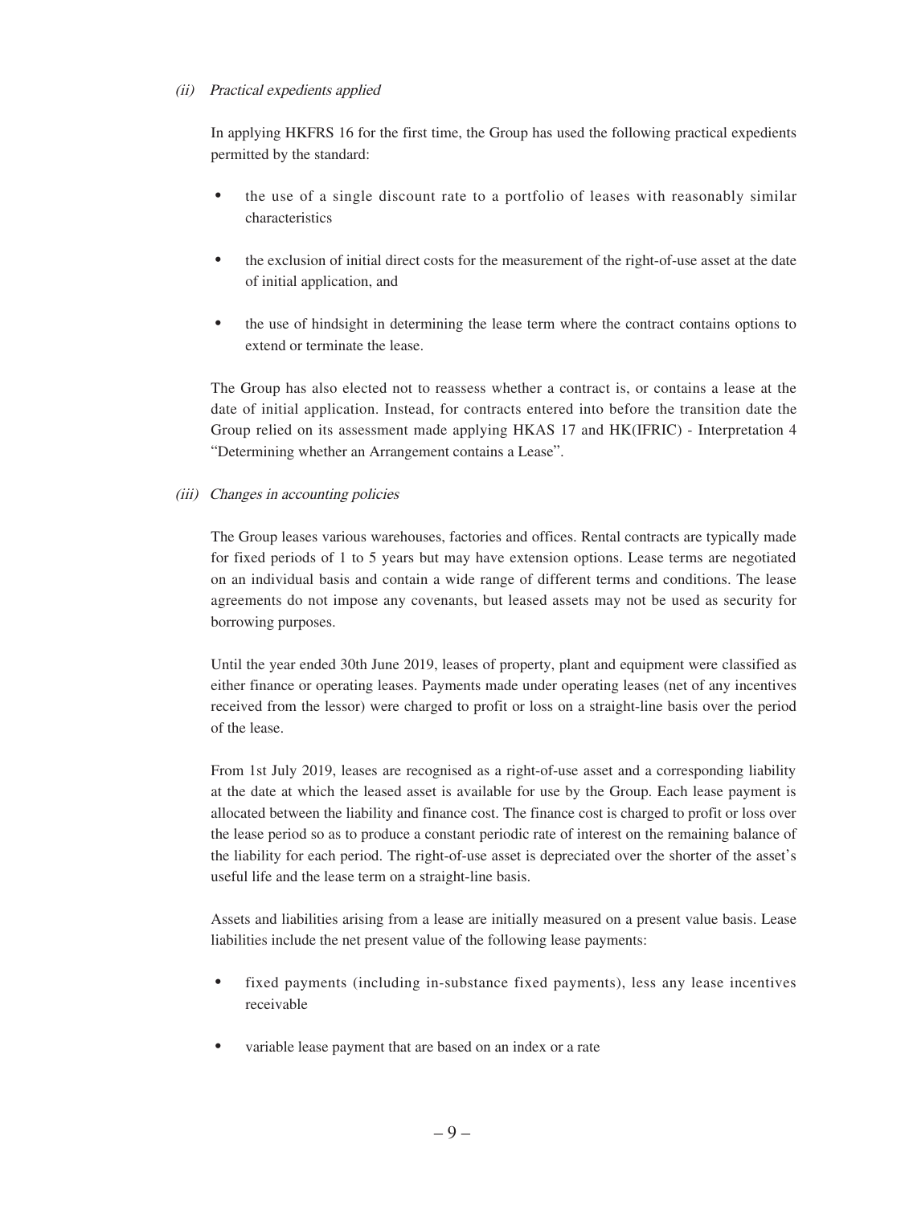*(ii) Practical expedients applied*

In applying HKFRS 16 for the first time, the Group has used the following practical expedients permitted by the standard:

- the use of a single discount rate to a portfolio of leases with reasonably similar characteristics
- the exclusion of initial direct costs for the measurement of the right-of-use asset at the date of initial application, and
- the use of hindsight in determining the lease term where the contract contains options to extend or terminate the lease.

The Group has also elected not to reassess whether a contract is, or contains a lease at the date of initial application. Instead, for contracts entered into before the transition date the Group relied on its assessment made applying HKAS 17 and HK(IFRIC) - Interpretation 4 "Determining whether an Arrangement contains a Lease".

*(iii) Changes in accounting policies*

The Group leases various warehouses, factories and offices. Rental contracts are typically made for fixed periods of 1 to 5 years but may have extension options. Lease terms are negotiated on an individual basis and contain a wide range of different terms and conditions. The lease agreements do not impose any covenants, but leased assets may not be used as security for borrowing purposes.

Until the year ended 30th June 2019, leases of property, plant and equipment were classified as either finance or operating leases. Payments made under operating leases (net of any incentives received from the lessor) were charged to profit or loss on a straight-line basis over the period of the lease.

From 1st July 2019, leases are recognised as a right-of-use asset and a corresponding liability at the date at which the leased asset is available for use by the Group. Each lease payment is allocated between the liability and finance cost. The finance cost is charged to profit or loss over the lease period so as to produce a constant periodic rate of interest on the remaining balance of the liability for each period. The right-of-use asset is depreciated over the shorter of the asset's useful life and the lease term on a straight-line basis.

Assets and liabilities arising from a lease are initially measured on a present value basis. Lease liabilities include the net present value of the following lease payments:

- fixed payments (including in-substance fixed payments), less any lease incentives receivable
- variable lease payment that are based on an index or a rate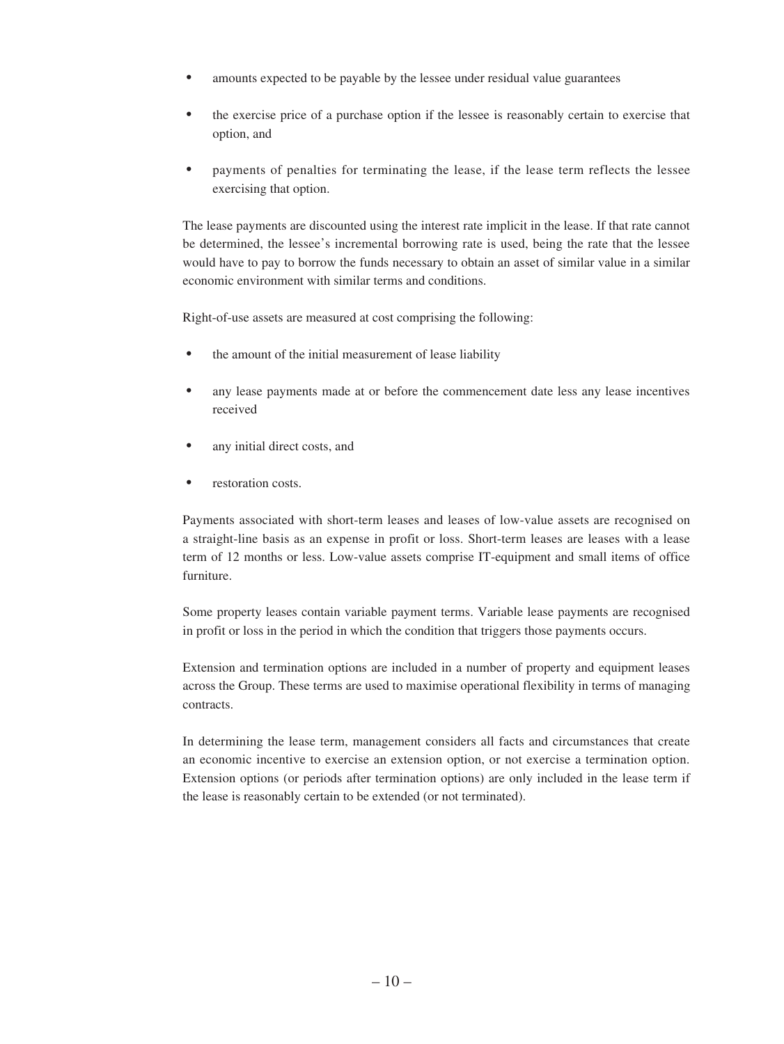- amounts expected to be payable by the lessee under residual value guarantees
- the exercise price of a purchase option if the lessee is reasonably certain to exercise that option, and
- payments of penalties for terminating the lease, if the lease term reflects the lessee exercising that option.

The lease payments are discounted using the interest rate implicit in the lease. If that rate cannot be determined, the lessee's incremental borrowing rate is used, being the rate that the lessee would have to pay to borrow the funds necessary to obtain an asset of similar value in a similar economic environment with similar terms and conditions.

Right-of-use assets are measured at cost comprising the following:

- the amount of the initial measurement of lease liability
- any lease payments made at or before the commencement date less any lease incentives received
- any initial direct costs, and
- restoration costs.

Payments associated with short-term leases and leases of low-value assets are recognised on a straight-line basis as an expense in profit or loss. Short-term leases are leases with a lease term of 12 months or less. Low-value assets comprise IT-equipment and small items of office furniture.

Some property leases contain variable payment terms. Variable lease payments are recognised in profit or loss in the period in which the condition that triggers those payments occurs.

Extension and termination options are included in a number of property and equipment leases across the Group. These terms are used to maximise operational flexibility in terms of managing contracts.

In determining the lease term, management considers all facts and circumstances that create an economic incentive to exercise an extension option, or not exercise a termination option. Extension options (or periods after termination options) are only included in the lease term if the lease is reasonably certain to be extended (or not terminated).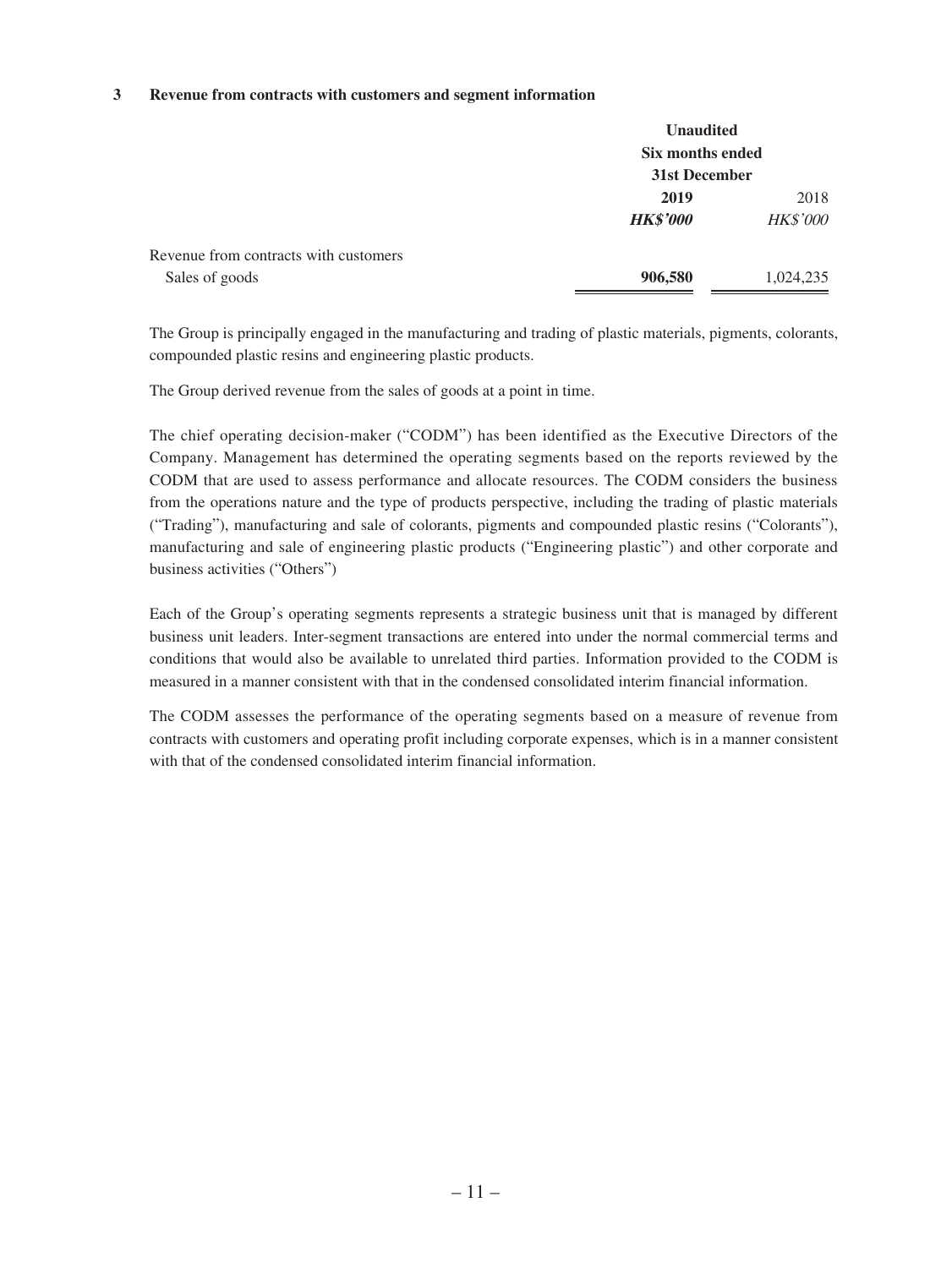### 3 Revenue from contracts with customers and segment information

| | Unaudited | |
|---|---|---|
| | Six months ended 31st December | |
| | **2019** | 2018 |
| | ***HK$'000*** | *HK$'000* |
| Revenue from contracts with customers | | |
| Sales of goods | **906,580** | 1,024,235 |

The Group is principally engaged in the manufacturing and trading of plastic materials, pigments, colorants, compounded plastic resins and engineering plastic products.

The Group derived revenue from the sales of goods at a point in time.

The chief operating decision-maker ("CODM") has been identified as the Executive Directors of the Company. Management has determined the operating segments based on the reports reviewed by the CODM that are used to assess performance and allocate resources. The CODM considers the business from the operations nature and the type of products perspective, including the trading of plastic materials ("Trading"), manufacturing and sale of colorants, pigments and compounded plastic resins ("Colorants"), manufacturing and sale of engineering plastic products ("Engineering plastic") and other corporate and business activities ("Others")

Each of the Group's operating segments represents a strategic business unit that is managed by different business unit leaders. Inter-segment transactions are entered into under the normal commercial terms and conditions that would also be available to unrelated third parties. Information provided to the CODM is measured in a manner consistent with that in the condensed consolidated interim financial information.

The CODM assesses the performance of the operating segments based on a measure of revenue from contracts with customers and operating profit including corporate expenses, which is in a manner consistent with that of the condensed consolidated interim financial information.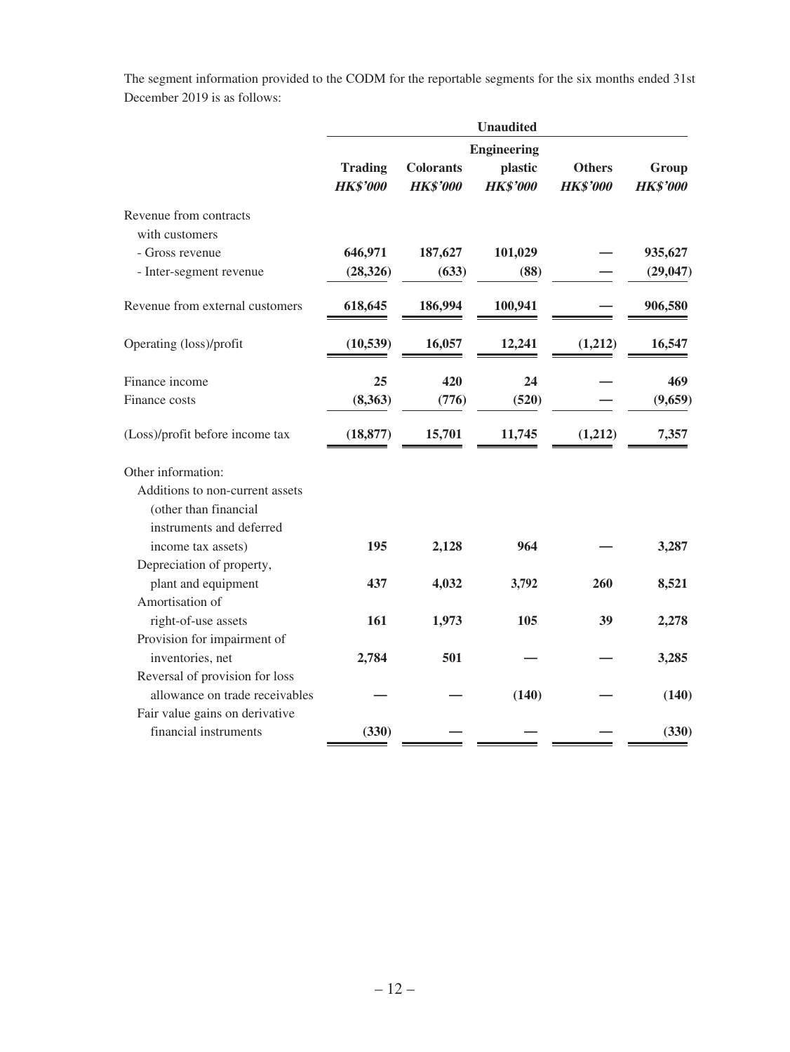The segment information provided to the CODM for the reportable segments for the six months ended 31st December 2019 is as follows:

| | Unaudited | | | | |
|---|---|---|---|---|---|
| | **Trading** | **Colorants** | **Engineering plastic** | **Others** | **Group** |
| | ***HK$'000*** | ***HK$'000*** | ***HK$'000*** | ***HK$'000*** | ***HK$'000*** |
| Revenue from contracts with customers | | | | | |
| - Gross revenue | **646,971** | **187,627** | **101,029** | **—** | **935,627** |
| - Inter-segment revenue | **(28,326)** | **(633)** | **(88)** | **—** | **(29,047)** |
| Revenue from external customers | **618,645** | **186,994** | **100,941** | **—** | **906,580** |
| Operating (loss)/profit | **(10,539)** | **16,057** | **12,241** | **(1,212)** | **16,547** |
| Finance income | **25** | **420** | **24** | **—** | **469** |
| Finance costs | **(8,363)** | **(776)** | **(520)** | **—** | **(9,659)** |
| (Loss)/profit before income tax | **(18,877)** | **15,701** | **11,745** | **(1,212)** | **7,357** |
| Other information: | | | | | |
| Additions to non-current assets (other than financial instruments and deferred income tax assets) | **195** | **2,128** | **964** | **—** | **3,287** |
| Depreciation of property, plant and equipment | **437** | **4,032** | **3,792** | **260** | **8,521** |
| Amortisation of right-of-use assets | **161** | **1,973** | **105** | **39** | **2,278** |
| Provision for impairment of inventories, net | **2,784** | **501** | **—** | **—** | **3,285** |
| Reversal of provision for loss allowance on trade receivables | **—** | **—** | **(140)** | **—** | **(140)** |
| Fair value gains on derivative financial instruments | **(330)** | **—** | **—** | **—** | **(330)** |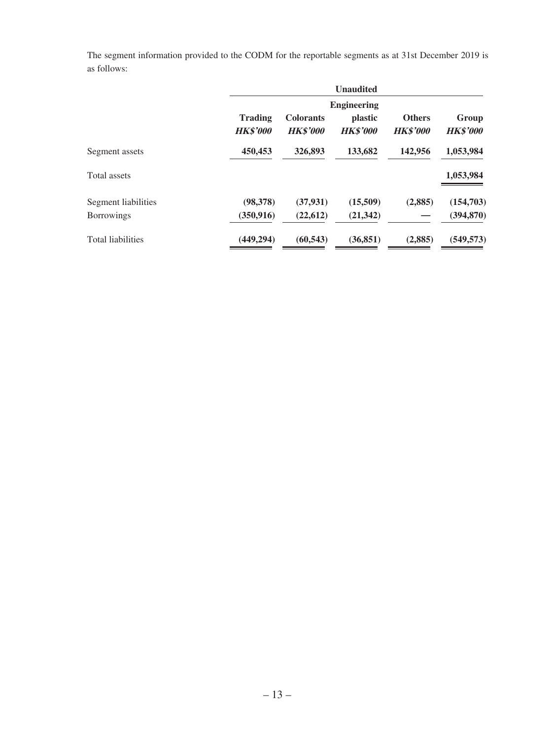The segment information provided to the CODM for the reportable segments as at 31st December 2019 is as follows:

| | Unaudited | | | | |
|---|---|---|---|---|---|
| | **Trading** | **Colorants** | **Engineering plastic** | **Others** | **Group** |
| | ***HK$'000*** | ***HK$'000*** | ***HK$'000*** | ***HK$'000*** | ***HK$'000*** |
| Segment assets | **450,453** | **326,893** | **133,682** | **142,956** | **1,053,984** |
| Total assets | | | | | **1,053,984** |
| Segment liabilities | **(98,378)** | **(37,931)** | **(15,509)** | **(2,885)** | **(154,703)** |
| Borrowings | **(350,916)** | **(22,612)** | **(21,342)** | **—** | **(394,870)** |
| Total liabilities | **(449,294)** | **(60,543)** | **(36,851)** | **(2,885)** | **(549,573)** |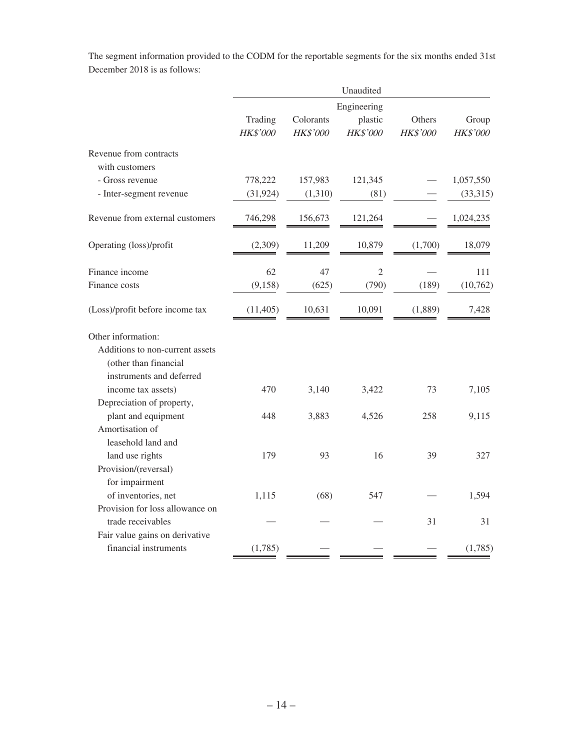The segment information provided to the CODM for the reportable segments for the six months ended 31st December 2018 is as follows:

| | Unaudited | | | | |
|---|---|---|---|---|---|
| | Trading | Colorants | Engineering plastic | Others | Group |
| | *HK$'000* | *HK$'000* | *HK$'000* | *HK$'000* | *HK$'000* |
| Revenue from contracts with customers | | | | | |
| - Gross revenue | 778,222 | 157,983 | 121,345 | — | 1,057,550 |
| - Inter-segment revenue | (31,924) | (1,310) | (81) | — | (33,315) |
| Revenue from external customers | 746,298 | 156,673 | 121,264 | — | 1,024,235 |
| Operating (loss)/profit | (2,309) | 11,209 | 10,879 | (1,700) | 18,079 |
| Finance income | 62 | 47 | 2 | — | 111 |
| Finance costs | (9,158) | (625) | (790) | (189) | (10,762) |
| (Loss)/profit before income tax | (11,405) | 10,631 | 10,091 | (1,889) | 7,428 |
| Other information: | | | | | |
| Additions to non-current assets (other than financial instruments and deferred income tax assets) | 470 | 3,140 | 3,422 | 73 | 7,105 |
| Depreciation of property, plant and equipment | 448 | 3,883 | 4,526 | 258 | 9,115 |
| Amortisation of leasehold land and land use rights | 179 | 93 | 16 | 39 | 327 |
| Provision/(reversal) for impairment of inventories, net | 1,115 | (68) | 547 | — | 1,594 |
| Provision for loss allowance on trade receivables | — | — | — | 31 | 31 |
| Fair value gains on derivative financial instruments | (1,785) | — | — | — | (1,785) |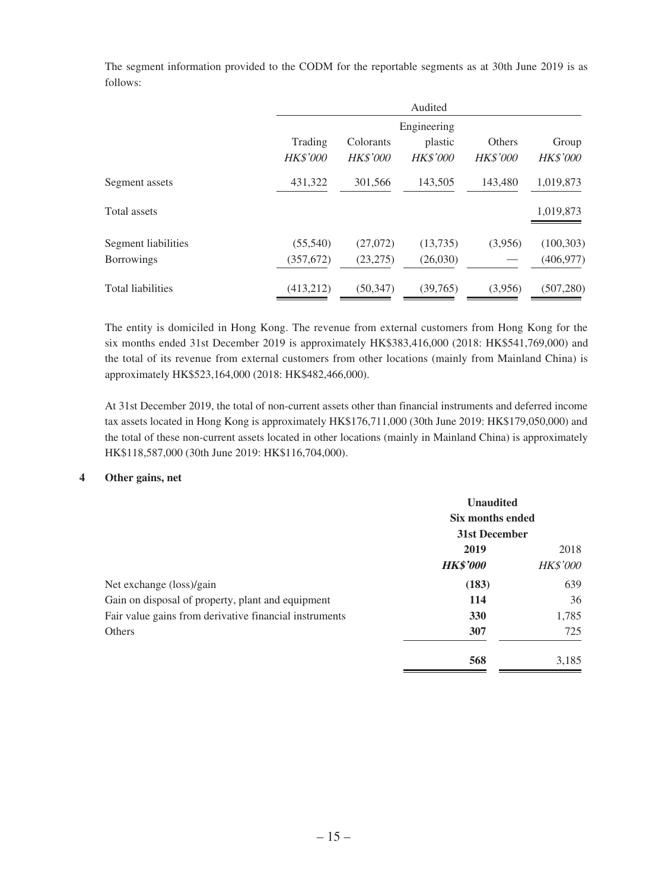The segment information provided to the CODM for the reportable segments as at 30th June 2019 is as follows:

| | Audited | | | | |
|---|---|---|---|---|---|
| | Trading | Colorants | Engineering plastic | Others | Group |
| | *HK$'000* | *HK$'000* | *HK$'000* | *HK$'000* | *HK$'000* |
| Segment assets | 431,322 | 301,566 | 143,505 | 143,480 | 1,019,873 |
| Total assets | | | | | 1,019,873 |
| Segment liabilities | (55,540) | (27,072) | (13,735) | (3,956) | (100,303) |
| Borrowings | (357,672) | (23,275) | (26,030) | — | (406,977) |
| Total liabilities | (413,212) | (50,347) | (39,765) | (3,956) | (507,280) |

The entity is domiciled in Hong Kong. The revenue from external customers from Hong Kong for the six months ended 31st December 2019 is approximately HK$383,416,000 (2018: HK$541,769,000) and the total of its revenue from external customers from other locations (mainly from Mainland China) is approximately HK$523,164,000 (2018: HK$482,466,000).

At 31st December 2019, the total of non-current assets other than financial instruments and deferred income tax assets located in Hong Kong is approximately HK$176,711,000 (30th June 2019: HK$179,050,000) and the total of these non-current assets located in other locations (mainly in Mainland China) is approximately HK$118,587,000 (30th June 2019: HK$116,704,000).

## 4 Other gains, net

| | **Unaudited Six months ended 31st December** | |
|---|---|---|
| | **2019** | 2018 |
| | ***HK$'000*** | *HK$'000* |
| Net exchange (loss)/gain | **(183)** | 639 |
| Gain on disposal of property, plant and equipment | **114** | 36 |
| Fair value gains from derivative financial instruments | **330** | 1,785 |
| Others | **307** | 725 |
| | **568** | 3,185 |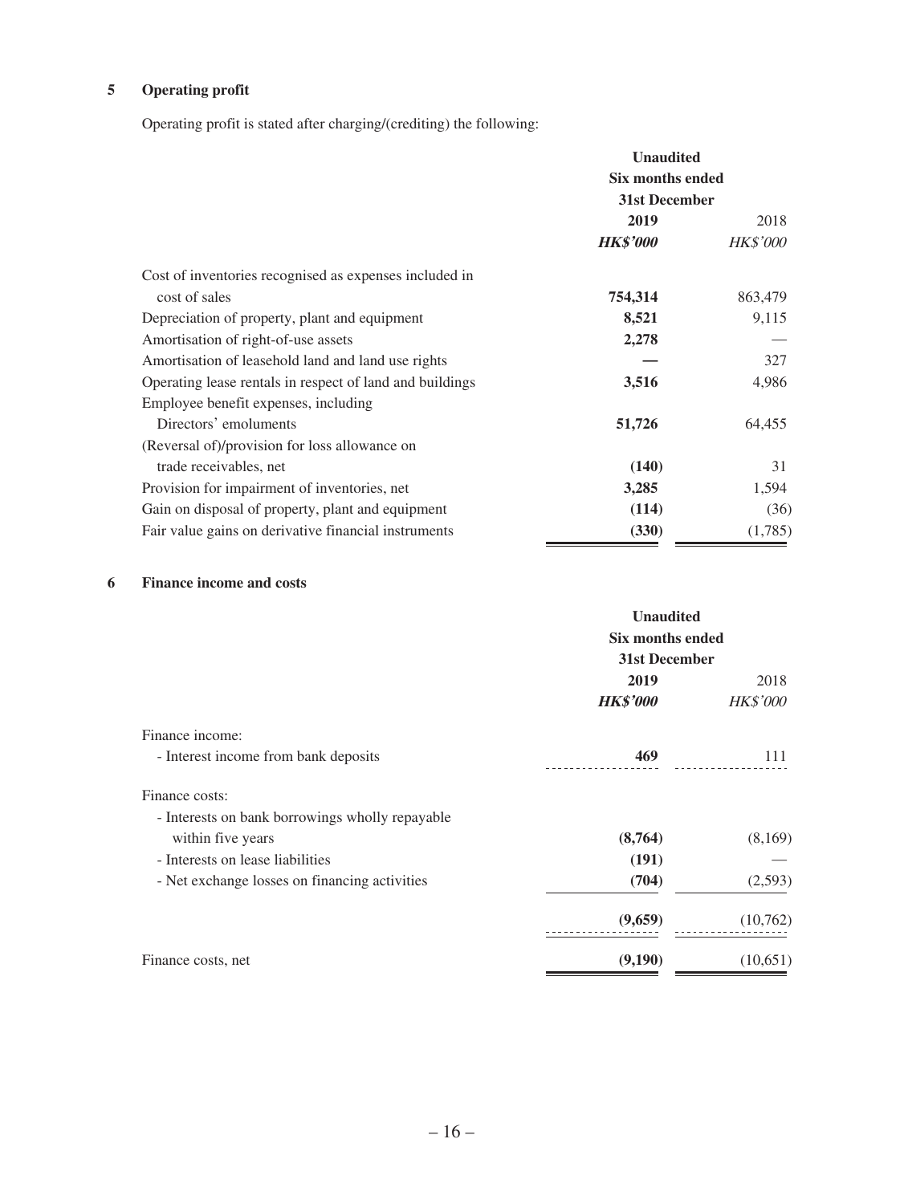## 5 Operating profit

Operating profit is stated after charging/(crediting) the following:

| | Unaudited Six months ended 31st December | |
|---|---|---|
| | **2019** | 2018 |
| | ***HK$'000*** | *HK$'000* |
| Cost of inventories recognised as expenses included in cost of sales | **754,314** | 863,479 |
| Depreciation of property, plant and equipment | **8,521** | 9,115 |
| Amortisation of right-of-use assets | **2,278** | — |
| Amortisation of leasehold land and land use rights | **—** | 327 |
| Operating lease rentals in respect of land and buildings | **3,516** | 4,986 |
| Employee benefit expenses, including Directors' emoluments | **51,726** | 64,455 |
| (Reversal of)/provision for loss allowance on trade receivables, net | **(140)** | 31 |
| Provision for impairment of inventories, net | **3,285** | 1,594 |
| Gain on disposal of property, plant and equipment | **(114)** | (36) |
| Fair value gains on derivative financial instruments | **(330)** | (1,785) |

## 6 Finance income and costs

| | Unaudited Six months ended 31st December | |
|---|---|---|
| | **2019** | 2018 |
| | ***HK$'000*** | *HK$'000* |
| Finance income: | | |
| - Interest income from bank deposits | **469** | 111 |
| Finance costs: | | |
| - Interests on bank borrowings wholly repayable within five years | **(8,764)** | (8,169) |
| - Interests on lease liabilities | **(191)** | — |
| - Net exchange losses on financing activities | **(704)** | (2,593) |
| | **(9,659)** | (10,762) |
| Finance costs, net | **(9,190)** | (10,651) |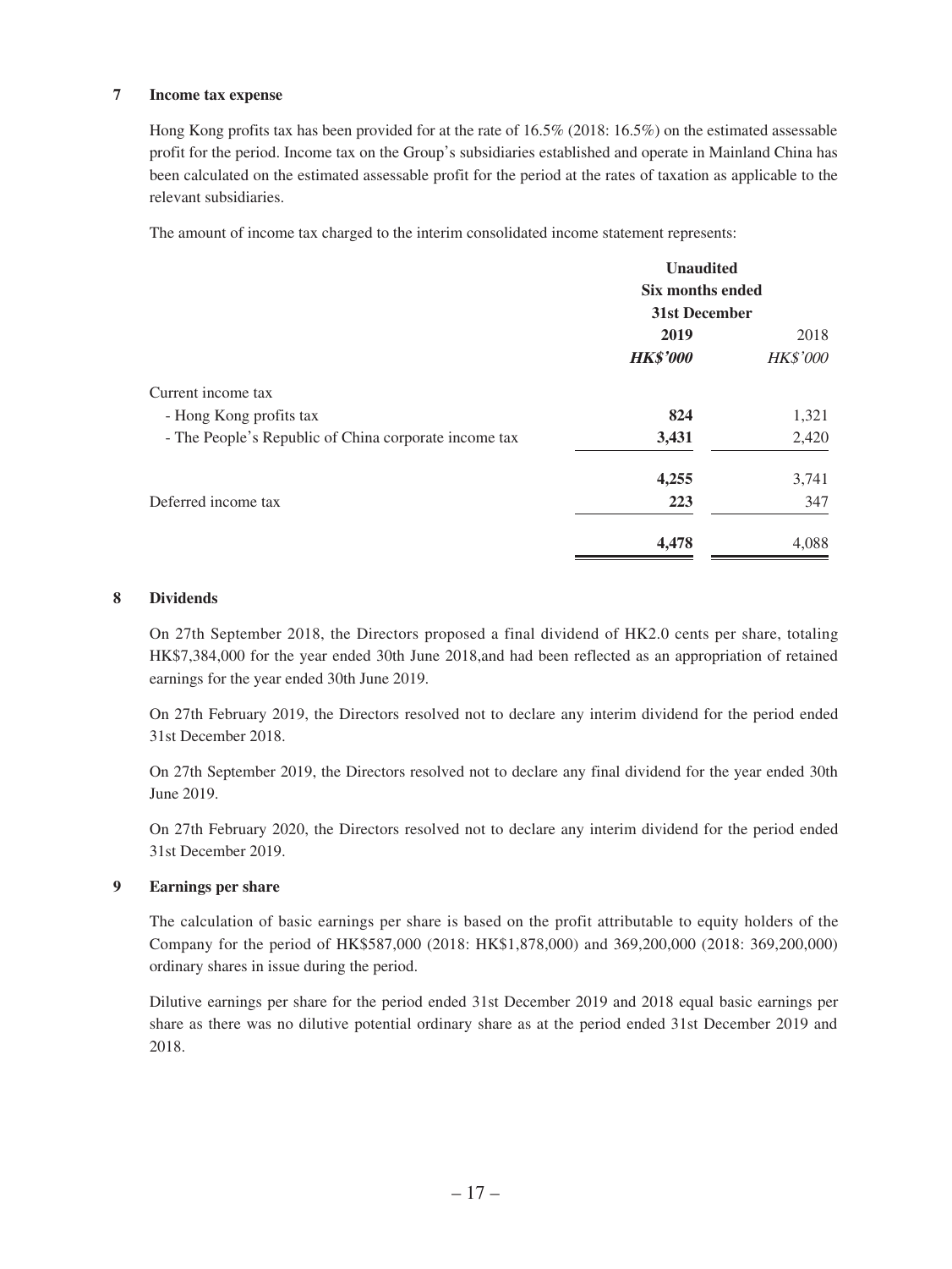## 7 Income tax expense

Hong Kong profits tax has been provided for at the rate of 16.5% (2018: 16.5%) on the estimated assessable profit for the period. Income tax on the Group's subsidiaries established and operate in Mainland China has been calculated on the estimated assessable profit for the period at the rates of taxation as applicable to the relevant subsidiaries.

The amount of income tax charged to the interim consolidated income statement represents:

| | **Unaudited** | |
|---|---|---|
| | **Six months ended 31st December** | |
| | **2019** | 2018 |
| | ***HK$'000*** | *HK$'000* |
| Current income tax | | |
| - Hong Kong profits tax | **824** | 1,321 |
| - The People's Republic of China corporate income tax | **3,431** | 2,420 |
| | **4,255** | 3,741 |
| Deferred income tax | **223** | 347 |
| | **4,478** | 4,088 |

## 8 Dividends

On 27th September 2018, the Directors proposed a final dividend of HK2.0 cents per share, totaling HK$7,384,000 for the year ended 30th June 2018,and had been reflected as an appropriation of retained earnings for the year ended 30th June 2019.

On 27th February 2019, the Directors resolved not to declare any interim dividend for the period ended 31st December 2018.

On 27th September 2019, the Directors resolved not to declare any final dividend for the year ended 30th June 2019.

On 27th February 2020, the Directors resolved not to declare any interim dividend for the period ended 31st December 2019.

## 9 Earnings per share

The calculation of basic earnings per share is based on the profit attributable to equity holders of the Company for the period of HK$587,000 (2018: HK$1,878,000) and 369,200,000 (2018: 369,200,000) ordinary shares in issue during the period.

Dilutive earnings per share for the period ended 31st December 2019 and 2018 equal basic earnings per share as there was no dilutive potential ordinary share as at the period ended 31st December 2019 and 2018.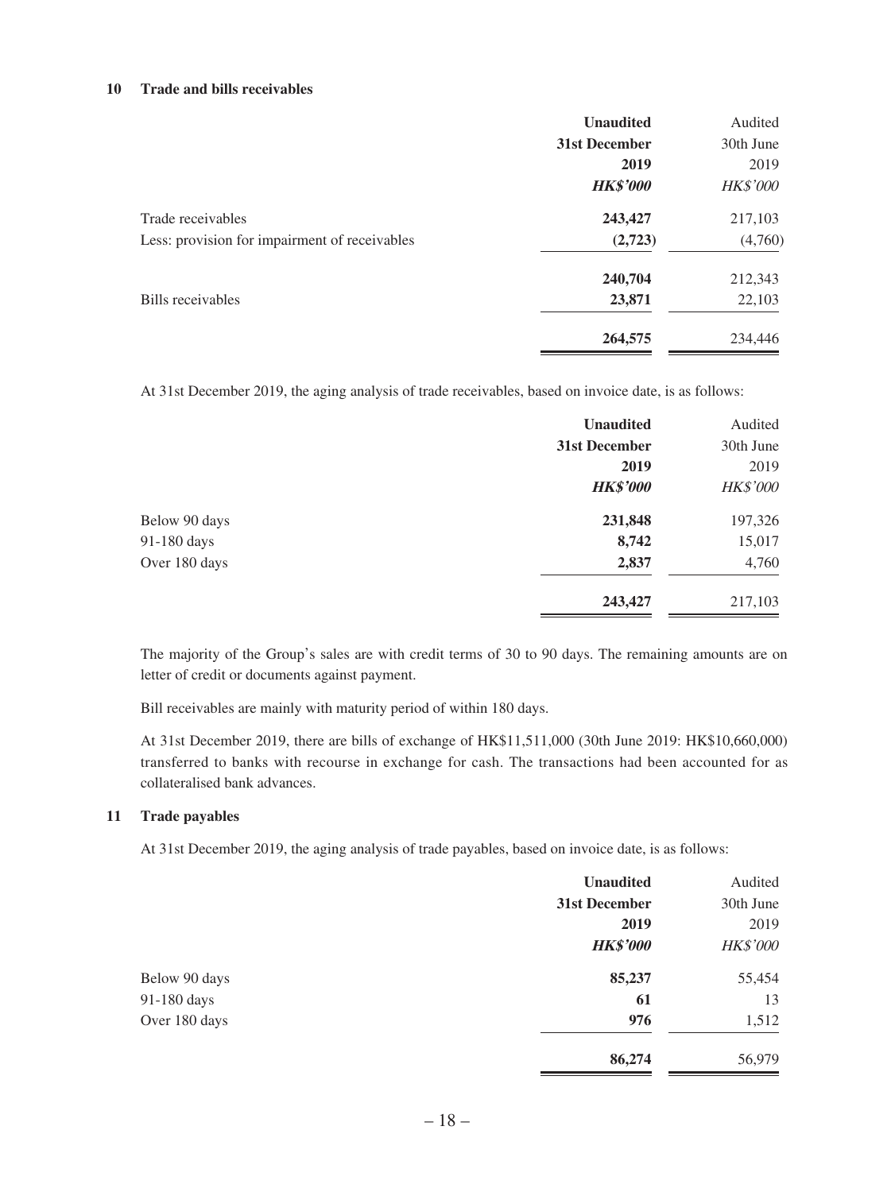## 10 Trade and bills receivables

| | **Unaudited 31st December 2019 *HK$'000*** | Audited 30th June 2019 *HK$'000* |
|---|---|---|
| Trade receivables | **243,427** | 217,103 |
| Less: provision for impairment of receivables | **(2,723)** | (4,760) |
| | **240,704** | 212,343 |
| Bills receivables | **23,871** | 22,103 |
| | **264,575** | 234,446 |

At 31st December 2019, the aging analysis of trade receivables, based on invoice date, is as follows:

| | **Unaudited 31st December 2019 *HK$'000*** | Audited 30th June 2019 *HK$'000* |
|---|---|---|
| Below 90 days | **231,848** | 197,326 |
| 91-180 days | **8,742** | 15,017 |
| Over 180 days | **2,837** | 4,760 |
| | **243,427** | 217,103 |

The majority of the Group's sales are with credit terms of 30 to 90 days. The remaining amounts are on letter of credit or documents against payment.

Bill receivables are mainly with maturity period of within 180 days.

At 31st December 2019, there are bills of exchange of HK$11,511,000 (30th June 2019: HK$10,660,000) transferred to banks with recourse in exchange for cash. The transactions had been accounted for as collateralised bank advances.

## 11 Trade payables

At 31st December 2019, the aging analysis of trade payables, based on invoice date, is as follows:

| | **Unaudited 31st December 2019 *HK$'000*** | Audited 30th June 2019 *HK$'000* |
|---|---|---|
| Below 90 days | **85,237** | 55,454 |
| 91-180 days | **61** | 13 |
| Over 180 days | **976** | 1,512 |
| | **86,274** | 56,979 |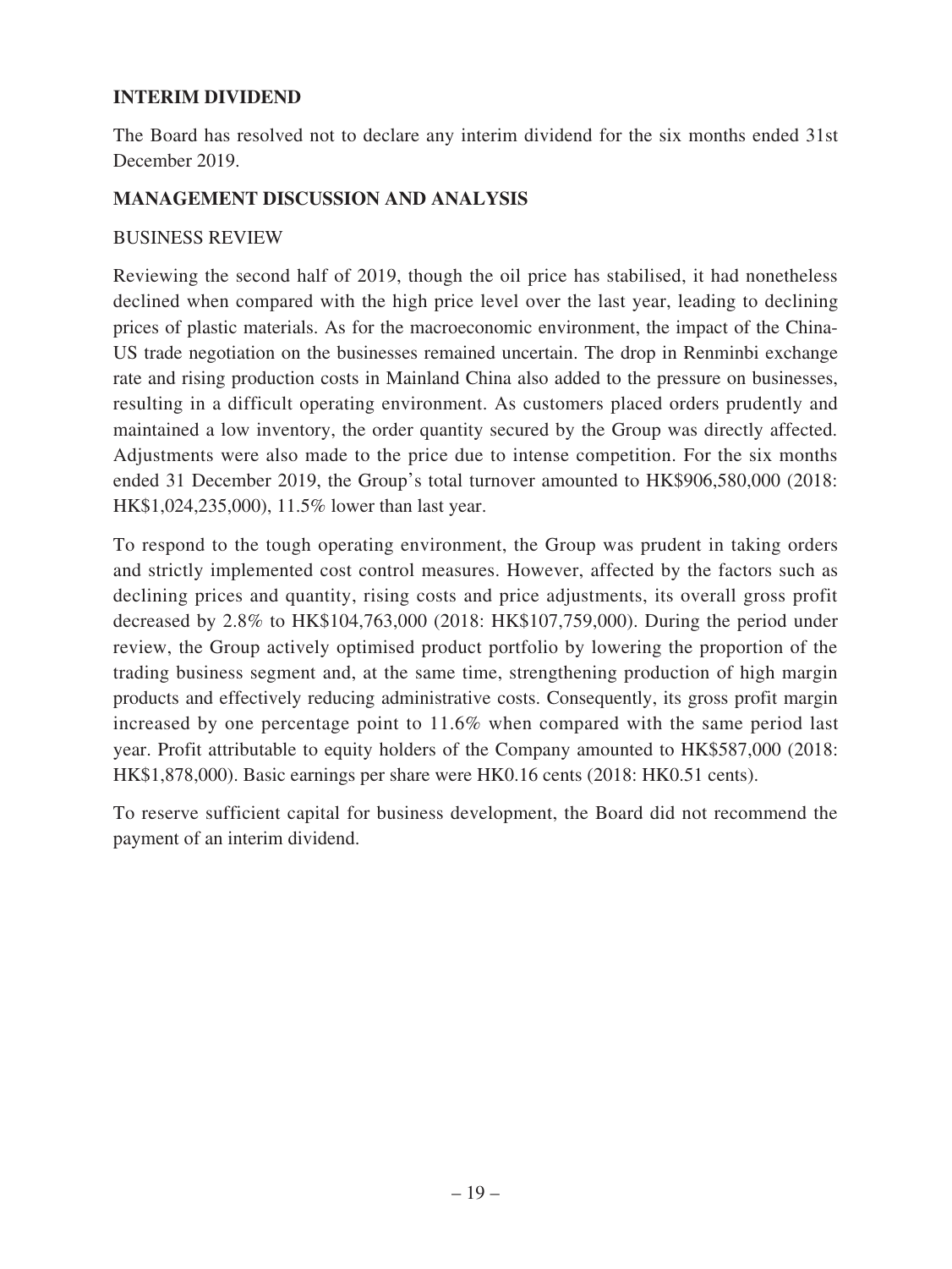## INTERIM DIVIDEND

The Board has resolved not to declare any interim dividend for the six months ended 31st December 2019.

## MANAGEMENT DISCUSSION AND ANALYSIS

### BUSINESS REVIEW

Reviewing the second half of 2019, though the oil price has stabilised, it had nonetheless declined when compared with the high price level over the last year, leading to declining prices of plastic materials. As for the macroeconomic environment, the impact of the China-US trade negotiation on the businesses remained uncertain. The drop in Renminbi exchange rate and rising production costs in Mainland China also added to the pressure on businesses, resulting in a difficult operating environment. As customers placed orders prudently and maintained a low inventory, the order quantity secured by the Group was directly affected. Adjustments were also made to the price due to intense competition. For the six months ended 31 December 2019, the Group's total turnover amounted to HK$906,580,000 (2018: HK$1,024,235,000), 11.5% lower than last year.

To respond to the tough operating environment, the Group was prudent in taking orders and strictly implemented cost control measures. However, affected by the factors such as declining prices and quantity, rising costs and price adjustments, its overall gross profit decreased by 2.8% to HK$104,763,000 (2018: HK$107,759,000). During the period under review, the Group actively optimised product portfolio by lowering the proportion of the trading business segment and, at the same time, strengthening production of high margin products and effectively reducing administrative costs. Consequently, its gross profit margin increased by one percentage point to 11.6% when compared with the same period last year. Profit attributable to equity holders of the Company amounted to HK$587,000 (2018: HK$1,878,000). Basic earnings per share were HK0.16 cents (2018: HK0.51 cents).

To reserve sufficient capital for business development, the Board did not recommend the payment of an interim dividend.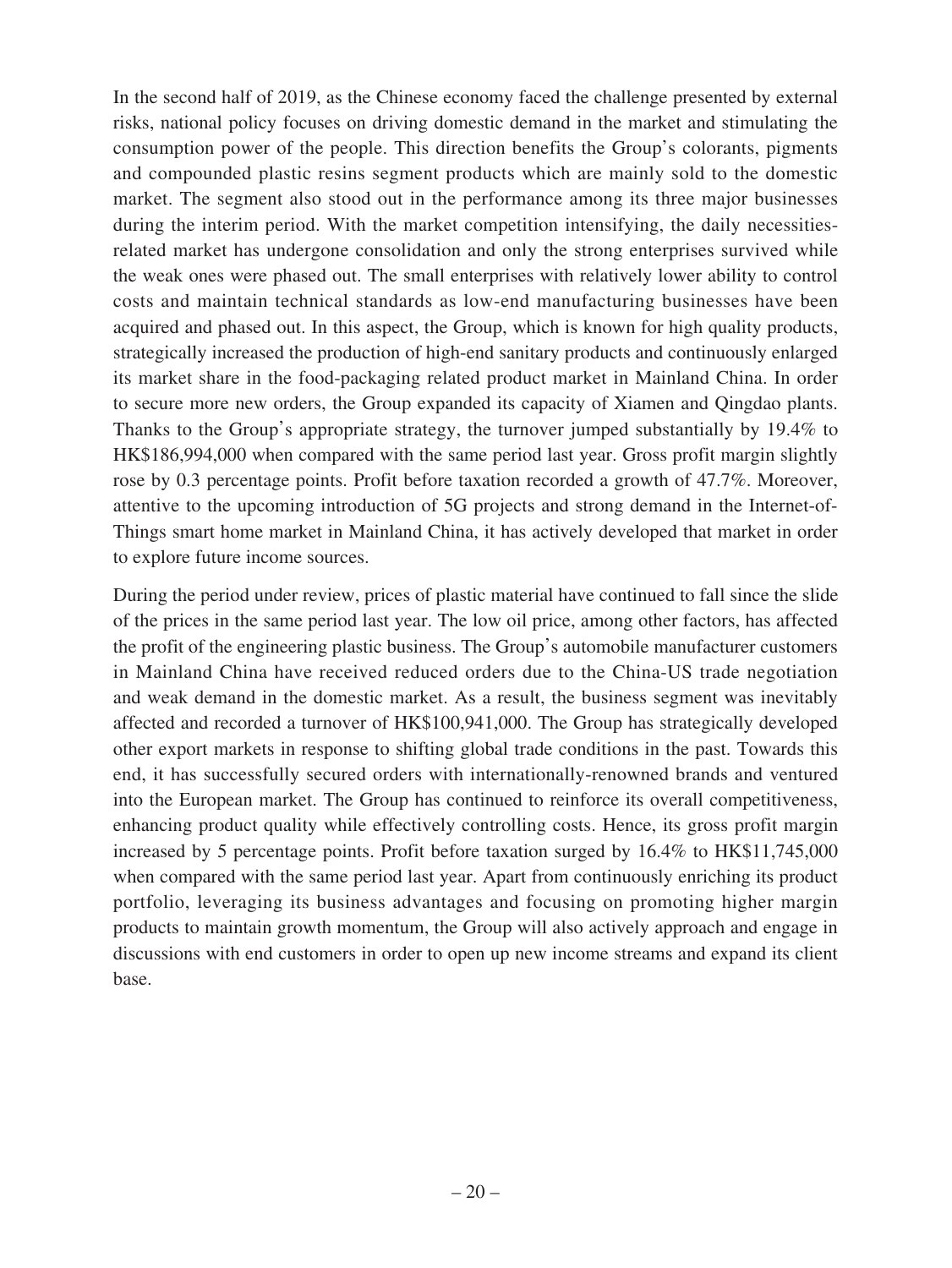In the second half of 2019, as the Chinese economy faced the challenge presented by external risks, national policy focuses on driving domestic demand in the market and stimulating the consumption power of the people. This direction benefits the Group's colorants, pigments and compounded plastic resins segment products which are mainly sold to the domestic market. The segment also stood out in the performance among its three major businesses during the interim period. With the market competition intensifying, the daily necessities-related market has undergone consolidation and only the strong enterprises survived while the weak ones were phased out. The small enterprises with relatively lower ability to control costs and maintain technical standards as low-end manufacturing businesses have been acquired and phased out. In this aspect, the Group, which is known for high quality products, strategically increased the production of high-end sanitary products and continuously enlarged its market share in the food-packaging related product market in Mainland China. In order to secure more new orders, the Group expanded its capacity of Xiamen and Qingdao plants. Thanks to the Group's appropriate strategy, the turnover jumped substantially by 19.4% to HK$186,994,000 when compared with the same period last year. Gross profit margin slightly rose by 0.3 percentage points. Profit before taxation recorded a growth of 47.7%. Moreover, attentive to the upcoming introduction of 5G projects and strong demand in the Internet-of-Things smart home market in Mainland China, it has actively developed that market in order to explore future income sources.

During the period under review, prices of plastic material have continued to fall since the slide of the prices in the same period last year. The low oil price, among other factors, has affected the profit of the engineering plastic business. The Group's automobile manufacturer customers in Mainland China have received reduced orders due to the China-US trade negotiation and weak demand in the domestic market. As a result, the business segment was inevitably affected and recorded a turnover of HK$100,941,000. The Group has strategically developed other export markets in response to shifting global trade conditions in the past. Towards this end, it has successfully secured orders with internationally-renowned brands and ventured into the European market. The Group has continued to reinforce its overall competitiveness, enhancing product quality while effectively controlling costs. Hence, its gross profit margin increased by 5 percentage points. Profit before taxation surged by 16.4% to HK$11,745,000 when compared with the same period last year. Apart from continuously enriching its product portfolio, leveraging its business advantages and focusing on promoting higher margin products to maintain growth momentum, the Group will also actively approach and engage in discussions with end customers in order to open up new income streams and expand its client base.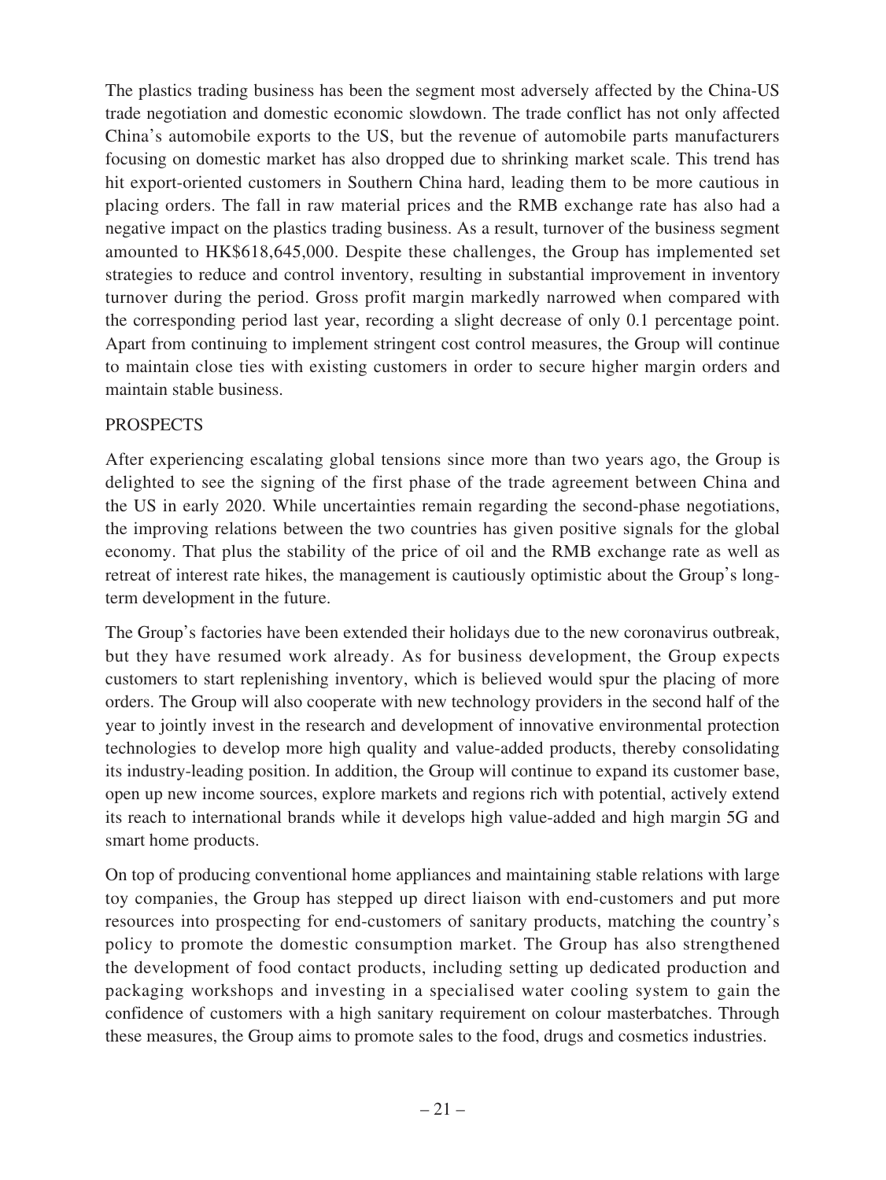The plastics trading business has been the segment most adversely affected by the China-US trade negotiation and domestic economic slowdown. The trade conflict has not only affected China's automobile exports to the US, but the revenue of automobile parts manufacturers focusing on domestic market has also dropped due to shrinking market scale. This trend has hit export-oriented customers in Southern China hard, leading them to be more cautious in placing orders. The fall in raw material prices and the RMB exchange rate has also had a negative impact on the plastics trading business. As a result, turnover of the business segment amounted to HK$618,645,000. Despite these challenges, the Group has implemented set strategies to reduce and control inventory, resulting in substantial improvement in inventory turnover during the period. Gross profit margin markedly narrowed when compared with the corresponding period last year, recording a slight decrease of only 0.1 percentage point. Apart from continuing to implement stringent cost control measures, the Group will continue to maintain close ties with existing customers in order to secure higher margin orders and maintain stable business.

## PROSPECTS

After experiencing escalating global tensions since more than two years ago, the Group is delighted to see the signing of the first phase of the trade agreement between China and the US in early 2020. While uncertainties remain regarding the second-phase negotiations, the improving relations between the two countries has given positive signals for the global economy. That plus the stability of the price of oil and the RMB exchange rate as well as retreat of interest rate hikes, the management is cautiously optimistic about the Group's long-term development in the future.

The Group's factories have been extended their holidays due to the new coronavirus outbreak, but they have resumed work already. As for business development, the Group expects customers to start replenishing inventory, which is believed would spur the placing of more orders. The Group will also cooperate with new technology providers in the second half of the year to jointly invest in the research and development of innovative environmental protection technologies to develop more high quality and value-added products, thereby consolidating its industry-leading position. In addition, the Group will continue to expand its customer base, open up new income sources, explore markets and regions rich with potential, actively extend its reach to international brands while it develops high value-added and high margin 5G and smart home products.

On top of producing conventional home appliances and maintaining stable relations with large toy companies, the Group has stepped up direct liaison with end-customers and put more resources into prospecting for end-customers of sanitary products, matching the country's policy to promote the domestic consumption market. The Group has also strengthened the development of food contact products, including setting up dedicated production and packaging workshops and investing in a specialised water cooling system to gain the confidence of customers with a high sanitary requirement on colour masterbatches. Through these measures, the Group aims to promote sales to the food, drugs and cosmetics industries.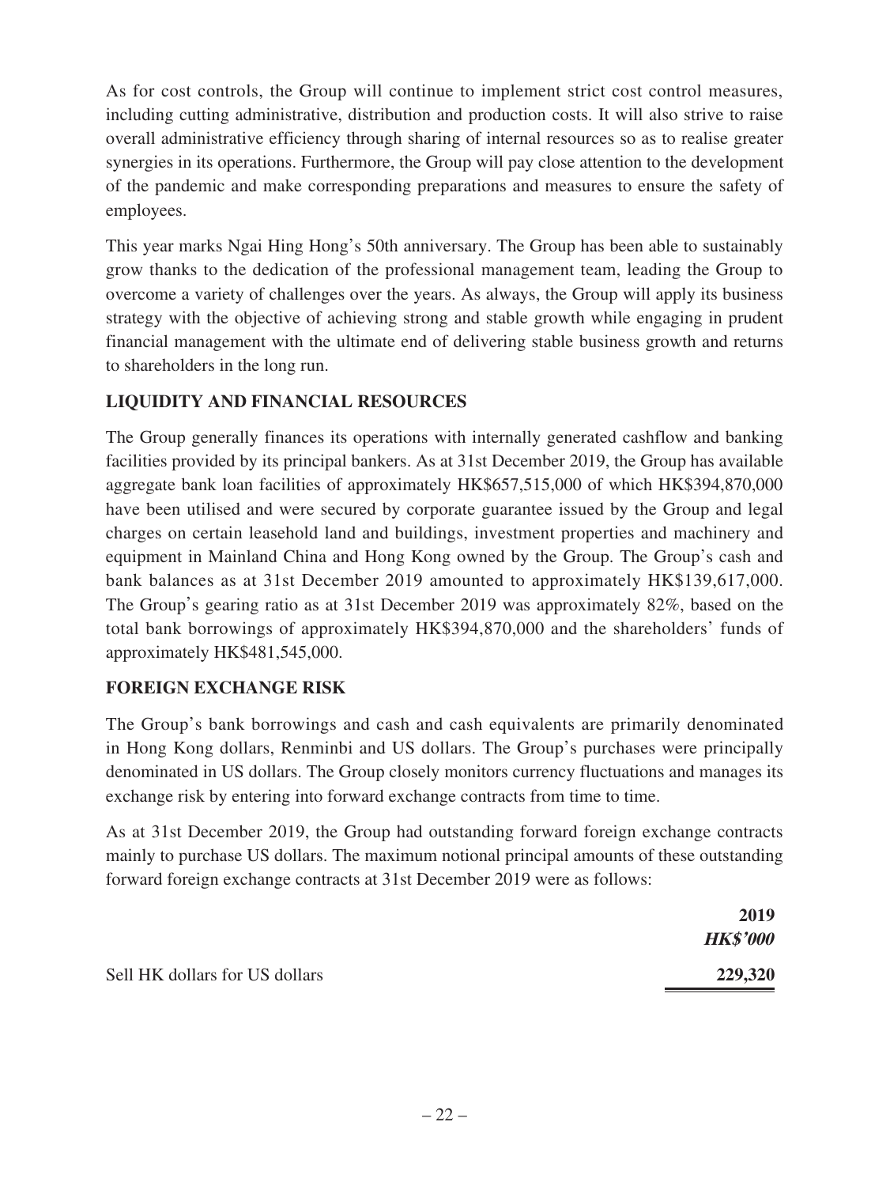As for cost controls, the Group will continue to implement strict cost control measures, including cutting administrative, distribution and production costs. It will also strive to raise overall administrative efficiency through sharing of internal resources so as to realise greater synergies in its operations. Furthermore, the Group will pay close attention to the development of the pandemic and make corresponding preparations and measures to ensure the safety of employees.

This year marks Ngai Hing Hong's 50th anniversary. The Group has been able to sustainably grow thanks to the dedication of the professional management team, leading the Group to overcome a variety of challenges over the years. As always, the Group will apply its business strategy with the objective of achieving strong and stable growth while engaging in prudent financial management with the ultimate end of delivering stable business growth and returns to shareholders in the long run.

## LIQUIDITY AND FINANCIAL RESOURCES

The Group generally finances its operations with internally generated cashflow and banking facilities provided by its principal bankers. As at 31st December 2019, the Group has available aggregate bank loan facilities of approximately HK$657,515,000 of which HK$394,870,000 have been utilised and were secured by corporate guarantee issued by the Group and legal charges on certain leasehold land and buildings, investment properties and machinery and equipment in Mainland China and Hong Kong owned by the Group. The Group's cash and bank balances as at 31st December 2019 amounted to approximately HK$139,617,000. The Group's gearing ratio as at 31st December 2019 was approximately 82%, based on the total bank borrowings of approximately HK$394,870,000 and the shareholders' funds of approximately HK$481,545,000.

## FOREIGN EXCHANGE RISK

The Group's bank borrowings and cash and cash equivalents are primarily denominated in Hong Kong dollars, Renminbi and US dollars. The Group's purchases were principally denominated in US dollars. The Group closely monitors currency fluctuations and manages its exchange risk by entering into forward exchange contracts from time to time.

As at 31st December 2019, the Group had outstanding forward foreign exchange contracts mainly to purchase US dollars. The maximum notional principal amounts of these outstanding forward foreign exchange contracts at 31st December 2019 were as follows:

| | **2019** |
|---|---|
| | ***HK$'000*** |
| Sell HK dollars for US dollars | **229,320** |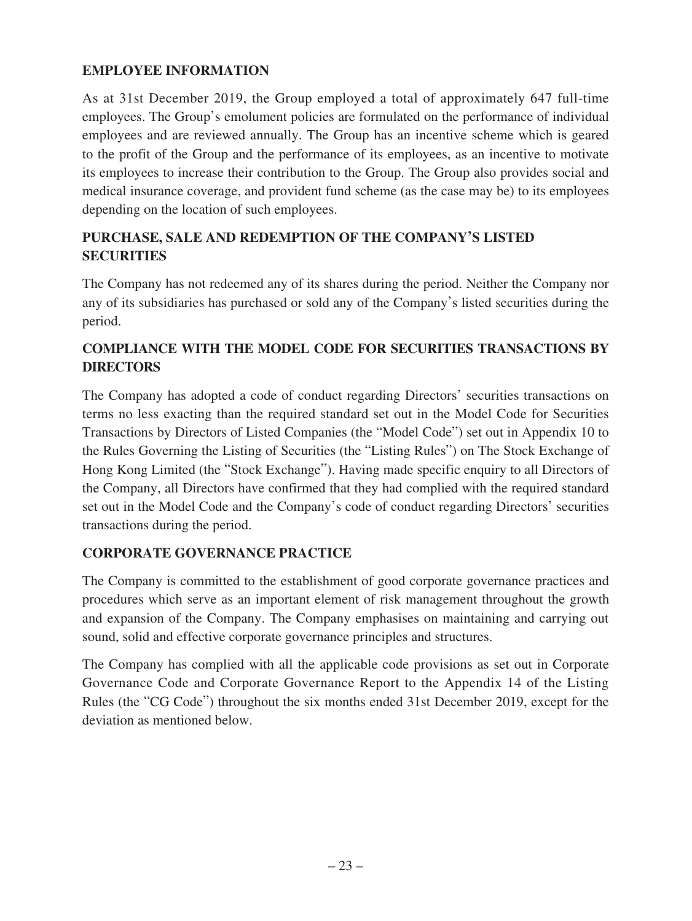## EMPLOYEE INFORMATION

As at 31st December 2019, the Group employed a total of approximately 647 full-time employees. The Group's emolument policies are formulated on the performance of individual employees and are reviewed annually. The Group has an incentive scheme which is geared to the profit of the Group and the performance of its employees, as an incentive to motivate its employees to increase their contribution to the Group. The Group also provides social and medical insurance coverage, and provident fund scheme (as the case may be) to its employees depending on the location of such employees.

## PURCHASE, SALE AND REDEMPTION OF THE COMPANY'S LISTED SECURITIES

The Company has not redeemed any of its shares during the period. Neither the Company nor any of its subsidiaries has purchased or sold any of the Company's listed securities during the period.

## COMPLIANCE WITH THE MODEL CODE FOR SECURITIES TRANSACTIONS BY DIRECTORS

The Company has adopted a code of conduct regarding Directors' securities transactions on terms no less exacting than the required standard set out in the Model Code for Securities Transactions by Directors of Listed Companies (the "Model Code") set out in Appendix 10 to the Rules Governing the Listing of Securities (the "Listing Rules") on The Stock Exchange of Hong Kong Limited (the "Stock Exchange"). Having made specific enquiry to all Directors of the Company, all Directors have confirmed that they had complied with the required standard set out in the Model Code and the Company's code of conduct regarding Directors' securities transactions during the period.

## CORPORATE GOVERNANCE PRACTICE

The Company is committed to the establishment of good corporate governance practices and procedures which serve as an important element of risk management throughout the growth and expansion of the Company. The Company emphasises on maintaining and carrying out sound, solid and effective corporate governance principles and structures.

The Company has complied with all the applicable code provisions as set out in Corporate Governance Code and Corporate Governance Report to the Appendix 14 of the Listing Rules (the "CG Code") throughout the six months ended 31st December 2019, except for the deviation as mentioned below.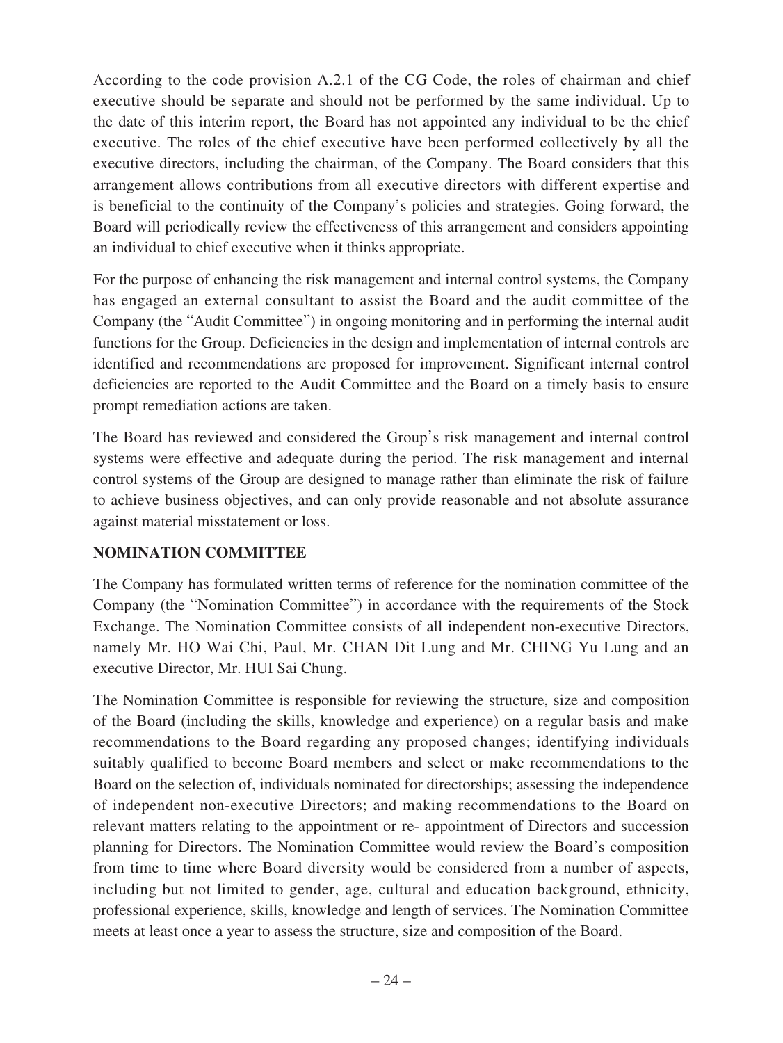According to the code provision A.2.1 of the CG Code, the roles of chairman and chief executive should be separate and should not be performed by the same individual. Up to the date of this interim report, the Board has not appointed any individual to be the chief executive. The roles of the chief executive have been performed collectively by all the executive directors, including the chairman, of the Company. The Board considers that this arrangement allows contributions from all executive directors with different expertise and is beneficial to the continuity of the Company's policies and strategies. Going forward, the Board will periodically review the effectiveness of this arrangement and considers appointing an individual to chief executive when it thinks appropriate.

For the purpose of enhancing the risk management and internal control systems, the Company has engaged an external consultant to assist the Board and the audit committee of the Company (the "Audit Committee") in ongoing monitoring and in performing the internal audit functions for the Group. Deficiencies in the design and implementation of internal controls are identified and recommendations are proposed for improvement. Significant internal control deficiencies are reported to the Audit Committee and the Board on a timely basis to ensure prompt remediation actions are taken.

The Board has reviewed and considered the Group's risk management and internal control systems were effective and adequate during the period. The risk management and internal control systems of the Group are designed to manage rather than eliminate the risk of failure to achieve business objectives, and can only provide reasonable and not absolute assurance against material misstatement or loss.

## NOMINATION COMMITTEE

The Company has formulated written terms of reference for the nomination committee of the Company (the "Nomination Committee") in accordance with the requirements of the Stock Exchange. The Nomination Committee consists of all independent non-executive Directors, namely Mr. HO Wai Chi, Paul, Mr. CHAN Dit Lung and Mr. CHING Yu Lung and an executive Director, Mr. HUI Sai Chung.

The Nomination Committee is responsible for reviewing the structure, size and composition of the Board (including the skills, knowledge and experience) on a regular basis and make recommendations to the Board regarding any proposed changes; identifying individuals suitably qualified to become Board members and select or make recommendations to the Board on the selection of, individuals nominated for directorships; assessing the independence of independent non-executive Directors; and making recommendations to the Board on relevant matters relating to the appointment or re- appointment of Directors and succession planning for Directors. The Nomination Committee would review the Board's composition from time to time where Board diversity would be considered from a number of aspects, including but not limited to gender, age, cultural and education background, ethnicity, professional experience, skills, knowledge and length of services. The Nomination Committee meets at least once a year to assess the structure, size and composition of the Board.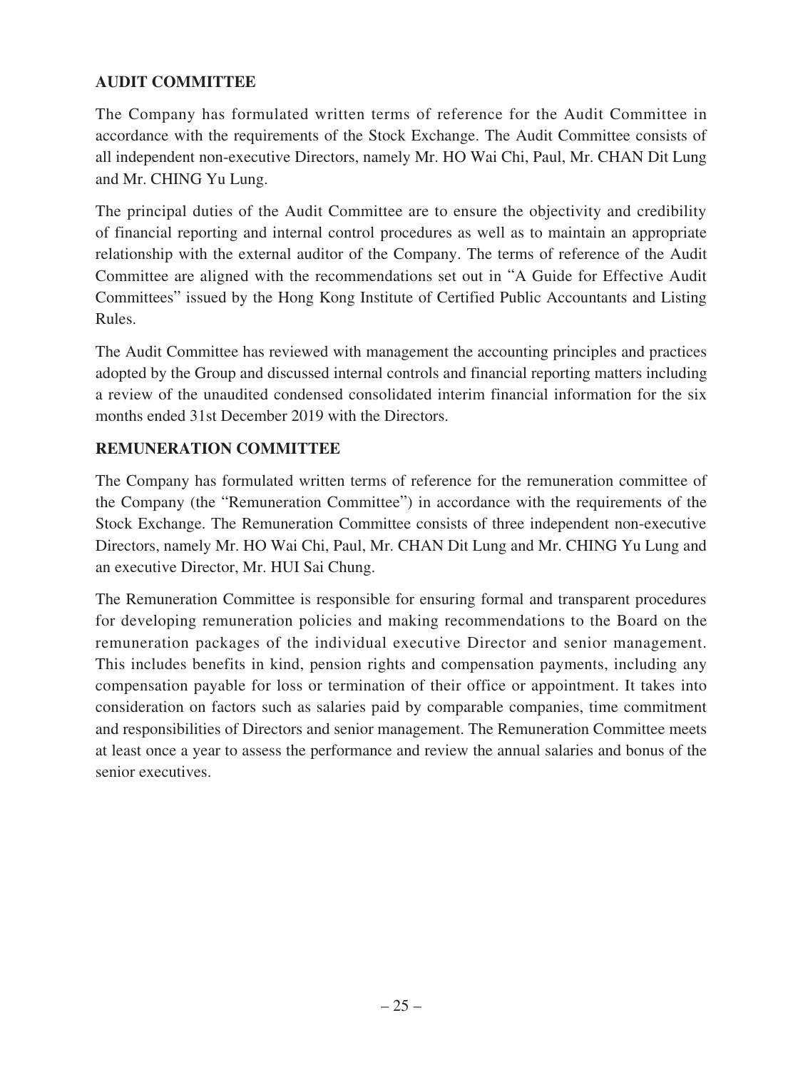## AUDIT COMMITTEE

The Company has formulated written terms of reference for the Audit Committee in accordance with the requirements of the Stock Exchange. The Audit Committee consists of all independent non-executive Directors, namely Mr. HO Wai Chi, Paul, Mr. CHAN Dit Lung and Mr. CHING Yu Lung.

The principal duties of the Audit Committee are to ensure the objectivity and credibility of financial reporting and internal control procedures as well as to maintain an appropriate relationship with the external auditor of the Company. The terms of reference of the Audit Committee are aligned with the recommendations set out in "A Guide for Effective Audit Committees" issued by the Hong Kong Institute of Certified Public Accountants and Listing Rules.

The Audit Committee has reviewed with management the accounting principles and practices adopted by the Group and discussed internal controls and financial reporting matters including a review of the unaudited condensed consolidated interim financial information for the six months ended 31st December 2019 with the Directors.

## REMUNERATION COMMITTEE

The Company has formulated written terms of reference for the remuneration committee of the Company (the "Remuneration Committee") in accordance with the requirements of the Stock Exchange. The Remuneration Committee consists of three independent non-executive Directors, namely Mr. HO Wai Chi, Paul, Mr. CHAN Dit Lung and Mr. CHING Yu Lung and an executive Director, Mr. HUI Sai Chung.

The Remuneration Committee is responsible for ensuring formal and transparent procedures for developing remuneration policies and making recommendations to the Board on the remuneration packages of the individual executive Director and senior management. This includes benefits in kind, pension rights and compensation payments, including any compensation payable for loss or termination of their office or appointment. It takes into consideration on factors such as salaries paid by comparable companies, time commitment and responsibilities of Directors and senior management. The Remuneration Committee meets at least once a year to assess the performance and review the annual salaries and bonus of the senior executives.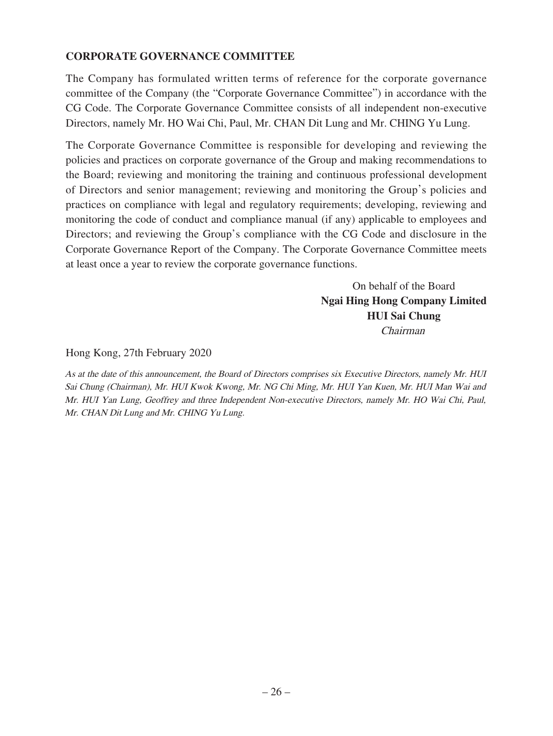## CORPORATE GOVERNANCE COMMITTEE

The Company has formulated written terms of reference for the corporate governance committee of the Company (the "Corporate Governance Committee") in accordance with the CG Code. The Corporate Governance Committee consists of all independent non-executive Directors, namely Mr. HO Wai Chi, Paul, Mr. CHAN Dit Lung and Mr. CHING Yu Lung.

The Corporate Governance Committee is responsible for developing and reviewing the policies and practices on corporate governance of the Group and making recommendations to the Board; reviewing and monitoring the training and continuous professional development of Directors and senior management; reviewing and monitoring the Group's policies and practices on compliance with legal and regulatory requirements; developing, reviewing and monitoring the code of conduct and compliance manual (if any) applicable to employees and Directors; and reviewing the Group's compliance with the CG Code and disclosure in the Corporate Governance Report of the Company. The Corporate Governance Committee meets at least once a year to review the corporate governance functions.

On behalf of the Board
**Ngai Hing Hong Company Limited**
**HUI Sai Chung**
*Chairman*

Hong Kong, 27th February 2020

*As at the date of this announcement, the Board of Directors comprises six Executive Directors, namely Mr. HUI Sai Chung (Chairman), Mr. HUI Kwok Kwong, Mr. NG Chi Ming, Mr. HUI Yan Kuen, Mr. HUI Man Wai and Mr. HUI Yan Lung, Geoffrey and three Independent Non-executive Directors, namely Mr. HO Wai Chi, Paul, Mr. CHAN Dit Lung and Mr. CHING Yu Lung.*